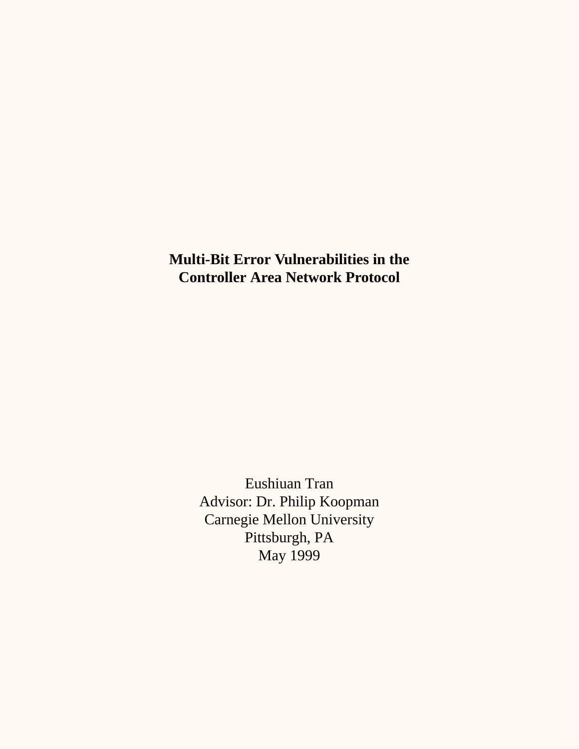# Multi-Bit Error Vulnerabilities in the Controller Area Network Protocol

Eushiuan Tran
Advisor: Dr. Philip Koopman
Carnegie Mellon University
Pittsburgh, PA
May 1999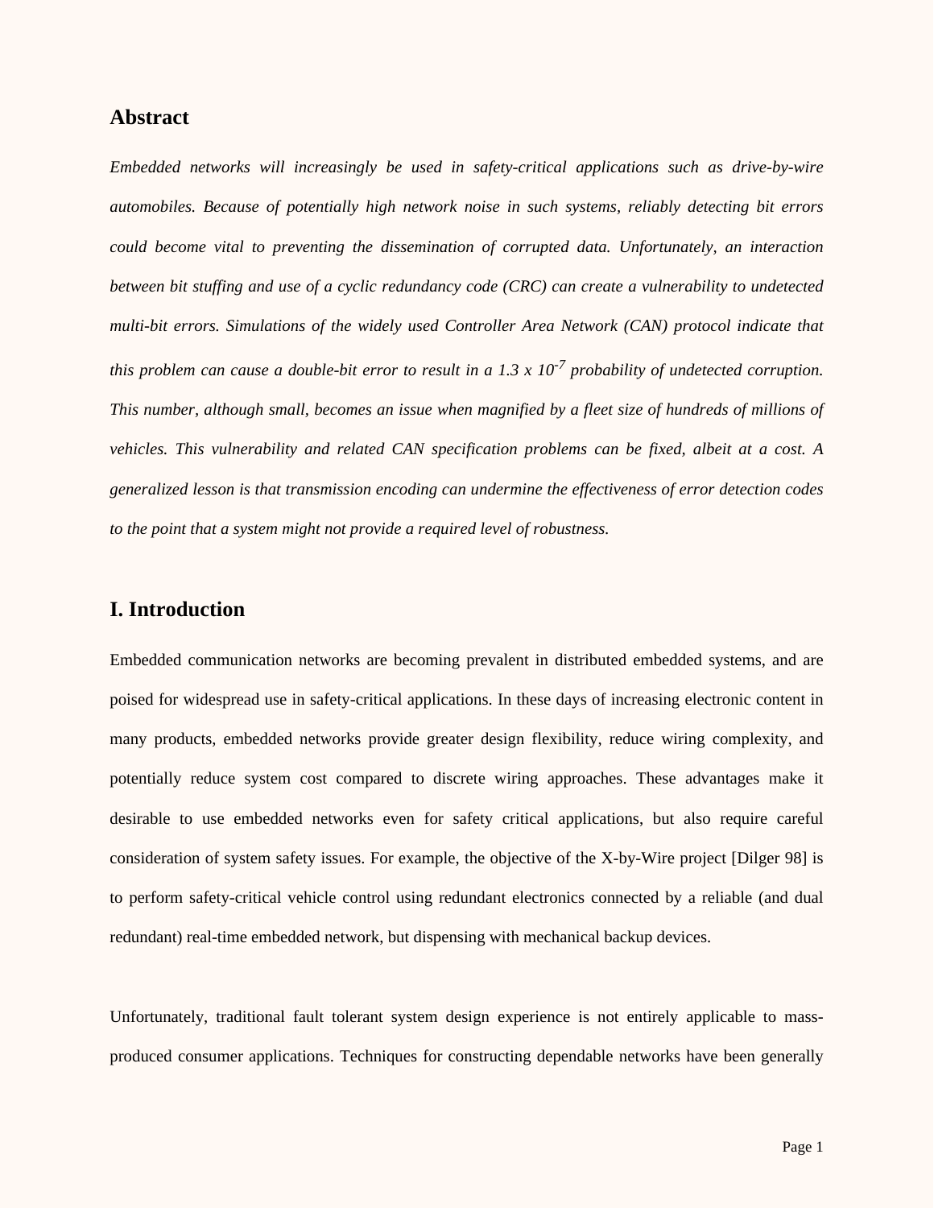## Abstract

*Embedded networks will increasingly be used in safety-critical applications such as drive-by-wire automobiles. Because of potentially high network noise in such systems, reliably detecting bit errors could become vital to preventing the dissemination of corrupted data. Unfortunately, an interaction between bit stuffing and use of a cyclic redundancy code (CRC) can create a vulnerability to undetected multi-bit errors. Simulations of the widely used Controller Area Network (CAN) protocol indicate that this problem can cause a double-bit error to result in a $1.3 \times 10^{-7}$ probability of undetected corruption. This number, although small, becomes an issue when magnified by a fleet size of hundreds of millions of vehicles. This vulnerability and related CAN specification problems can be fixed, albeit at a cost. A generalized lesson is that transmission encoding can undermine the effectiveness of error detection codes to the point that a system might not provide a required level of robustness.*

## I. Introduction

Embedded communication networks are becoming prevalent in distributed embedded systems, and are poised for widespread use in safety-critical applications. In these days of increasing electronic content in many products, embedded networks provide greater design flexibility, reduce wiring complexity, and potentially reduce system cost compared to discrete wiring approaches. These advantages make it desirable to use embedded networks even for safety critical applications, but also require careful consideration of system safety issues. For example, the objective of the X-by-Wire project [Dilger 98] is to perform safety-critical vehicle control using redundant electronics connected by a reliable (and dual redundant) real-time embedded network, but dispensing with mechanical backup devices.

Unfortunately, traditional fault tolerant system design experience is not entirely applicable to mass-produced consumer applications. Techniques for constructing dependable networks have been generally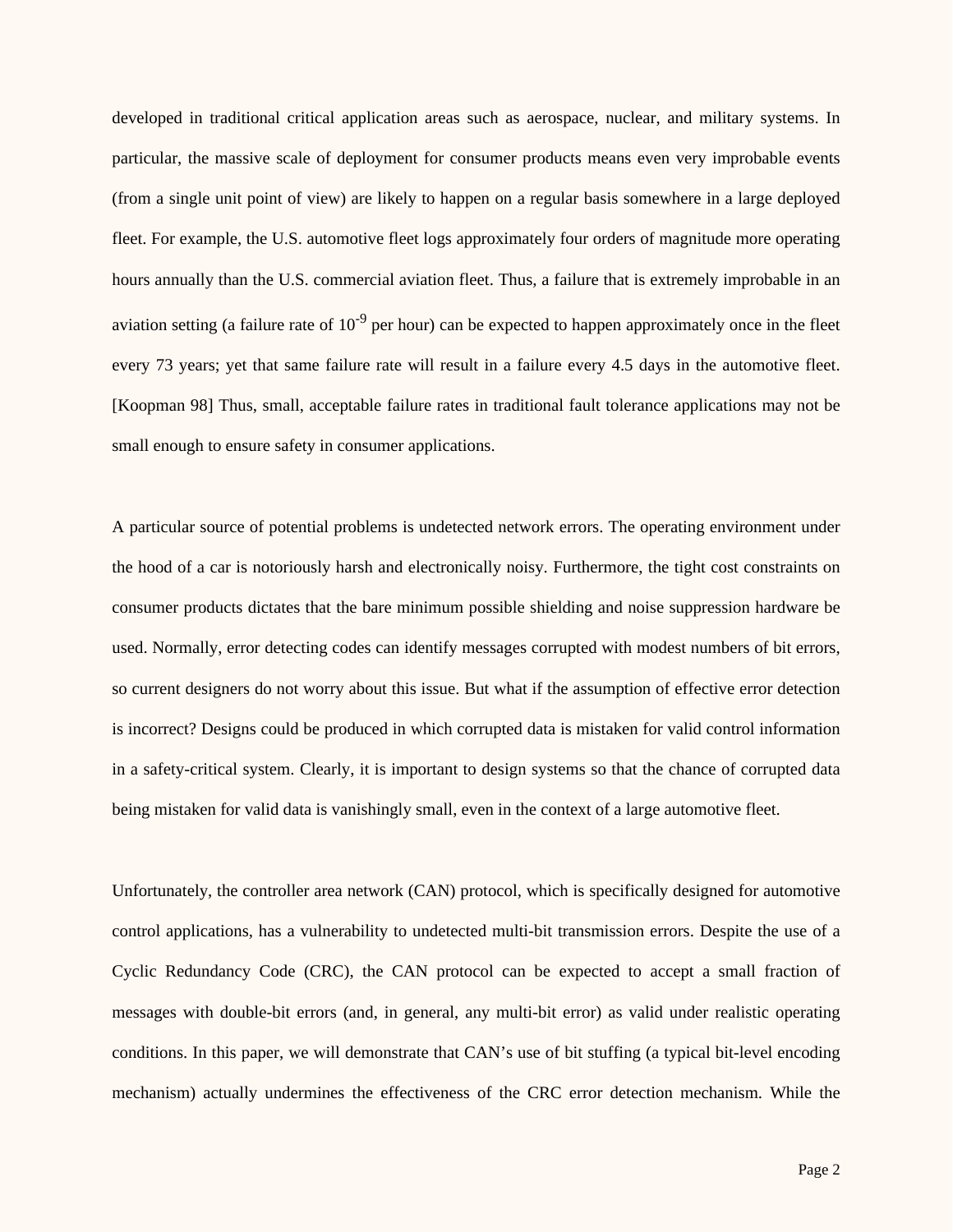developed in traditional critical application areas such as aerospace, nuclear, and military systems. In particular, the massive scale of deployment for consumer products means even very improbable events (from a single unit point of view) are likely to happen on a regular basis somewhere in a large deployed fleet. For example, the U.S. automotive fleet logs approximately four orders of magnitude more operating hours annually than the U.S. commercial aviation fleet. Thus, a failure that is extremely improbable in an aviation setting (a failure rate of $10^{-9}$ per hour) can be expected to happen approximately once in the fleet every 73 years; yet that same failure rate will result in a failure every 4.5 days in the automotive fleet. [Koopman 98] Thus, small, acceptable failure rates in traditional fault tolerance applications may not be small enough to ensure safety in consumer applications.

A particular source of potential problems is undetected network errors. The operating environment under the hood of a car is notoriously harsh and electronically noisy. Furthermore, the tight cost constraints on consumer products dictates that the bare minimum possible shielding and noise suppression hardware be used. Normally, error detecting codes can identify messages corrupted with modest numbers of bit errors, so current designers do not worry about this issue. But what if the assumption of effective error detection is incorrect? Designs could be produced in which corrupted data is mistaken for valid control information in a safety-critical system. Clearly, it is important to design systems so that the chance of corrupted data being mistaken for valid data is vanishingly small, even in the context of a large automotive fleet.

Unfortunately, the controller area network (CAN) protocol, which is specifically designed for automotive control applications, has a vulnerability to undetected multi-bit transmission errors. Despite the use of a Cyclic Redundancy Code (CRC), the CAN protocol can be expected to accept a small fraction of messages with double-bit errors (and, in general, any multi-bit error) as valid under realistic operating conditions. In this paper, we will demonstrate that CAN's use of bit stuffing (a typical bit-level encoding mechanism) actually undermines the effectiveness of the CRC error detection mechanism. While the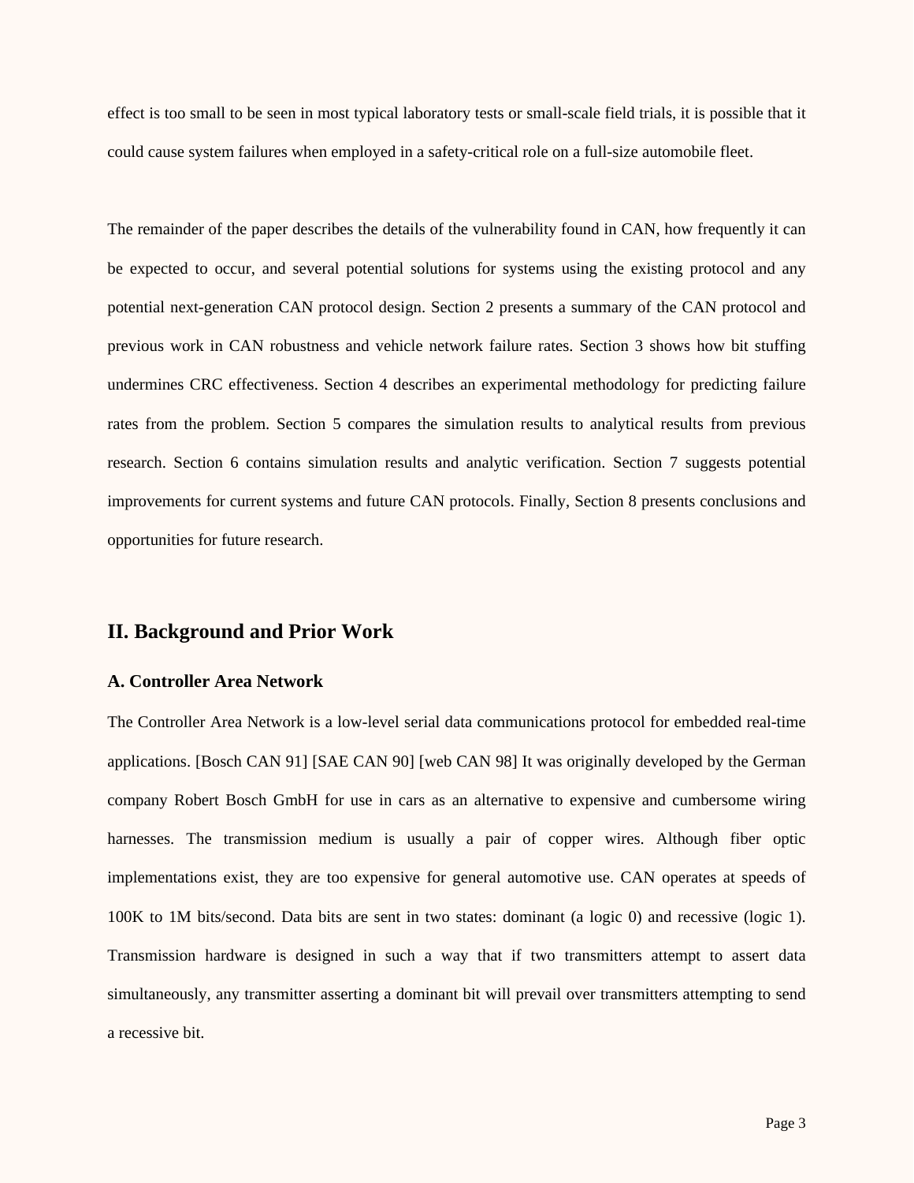effect is too small to be seen in most typical laboratory tests or small-scale field trials, it is possible that it could cause system failures when employed in a safety-critical role on a full-size automobile fleet.

The remainder of the paper describes the details of the vulnerability found in CAN, how frequently it can be expected to occur, and several potential solutions for systems using the existing protocol and any potential next-generation CAN protocol design. Section 2 presents a summary of the CAN protocol and previous work in CAN robustness and vehicle network failure rates. Section 3 shows how bit stuffing undermines CRC effectiveness. Section 4 describes an experimental methodology for predicting failure rates from the problem. Section 5 compares the simulation results to analytical results from previous research. Section 6 contains simulation results and analytic verification. Section 7 suggests potential improvements for current systems and future CAN protocols. Finally, Section 8 presents conclusions and opportunities for future research.

## II. Background and Prior Work

### A. Controller Area Network

The Controller Area Network is a low-level serial data communications protocol for embedded real-time applications. [Bosch CAN 91] [SAE CAN 90] [web CAN 98] It was originally developed by the German company Robert Bosch GmbH for use in cars as an alternative to expensive and cumbersome wiring harnesses. The transmission medium is usually a pair of copper wires. Although fiber optic implementations exist, they are too expensive for general automotive use. CAN operates at speeds of 100K to 1M bits/second. Data bits are sent in two states: dominant (a logic 0) and recessive (logic 1). Transmission hardware is designed in such a way that if two transmitters attempt to assert data simultaneously, any transmitter asserting a dominant bit will prevail over transmitters attempting to send a recessive bit.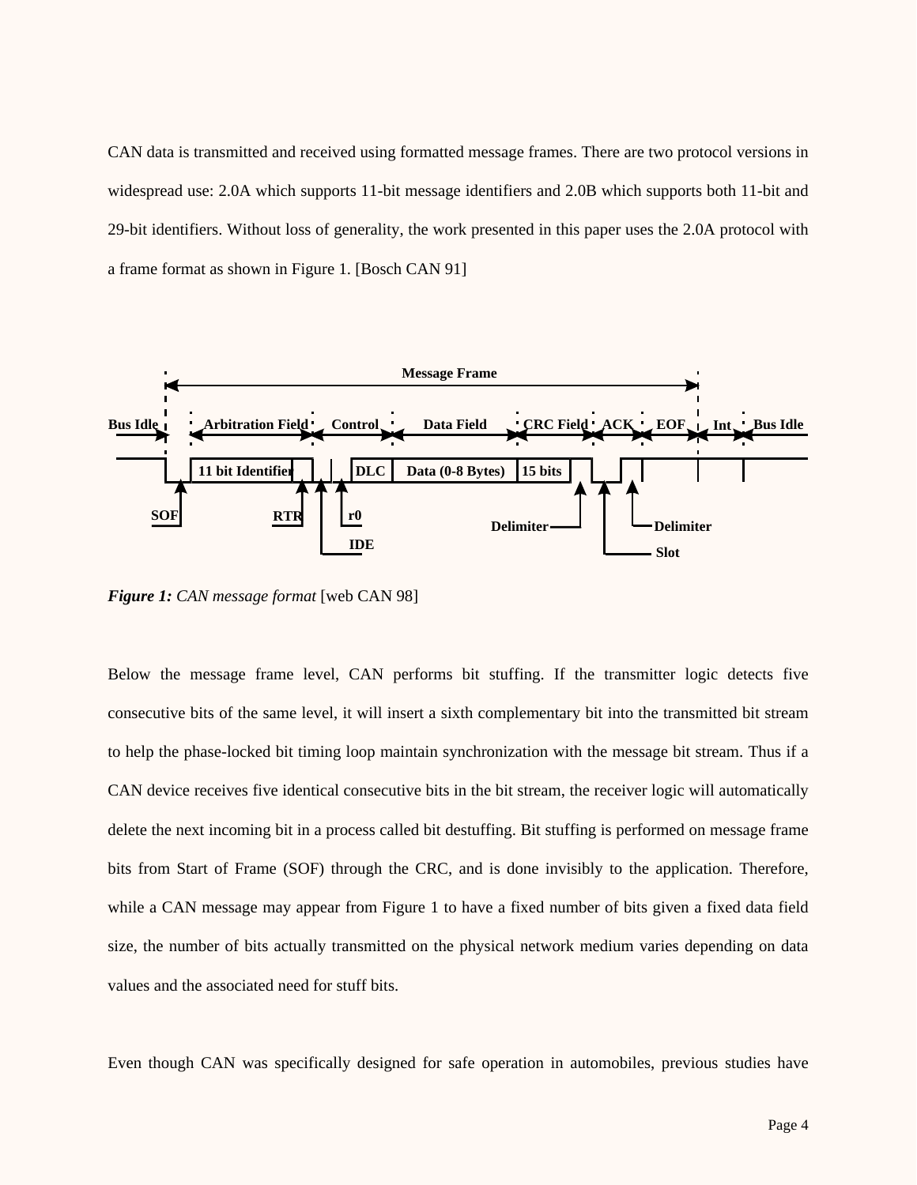CAN data is transmitted and received using formatted message frames. There are two protocol versions in widespread use: 2.0A which supports 11-bit message identifiers and 2.0B which supports both 11-bit and 29-bit identifiers. Without loss of generality, the work presented in this paper uses the 2.0A protocol with a frame format as shown in Figure 1. [Bosch CAN 91]

***Figure 1:*** *CAN message format* [web CAN 98]

Below the message frame level, CAN performs bit stuffing. If the transmitter logic detects five consecutive bits of the same level, it will insert a sixth complementary bit into the transmitted bit stream to help the phase-locked bit timing loop maintain synchronization with the message bit stream. Thus if a CAN device receives five identical consecutive bits in the bit stream, the receiver logic will automatically delete the next incoming bit in a process called bit destuffing. Bit stuffing is performed on message frame bits from Start of Frame (SOF) through the CRC, and is done invisibly to the application. Therefore, while a CAN message may appear from Figure 1 to have a fixed number of bits given a fixed data field size, the number of bits actually transmitted on the physical network medium varies depending on data values and the associated need for stuff bits.

Even though CAN was specifically designed for safe operation in automobiles, previous studies have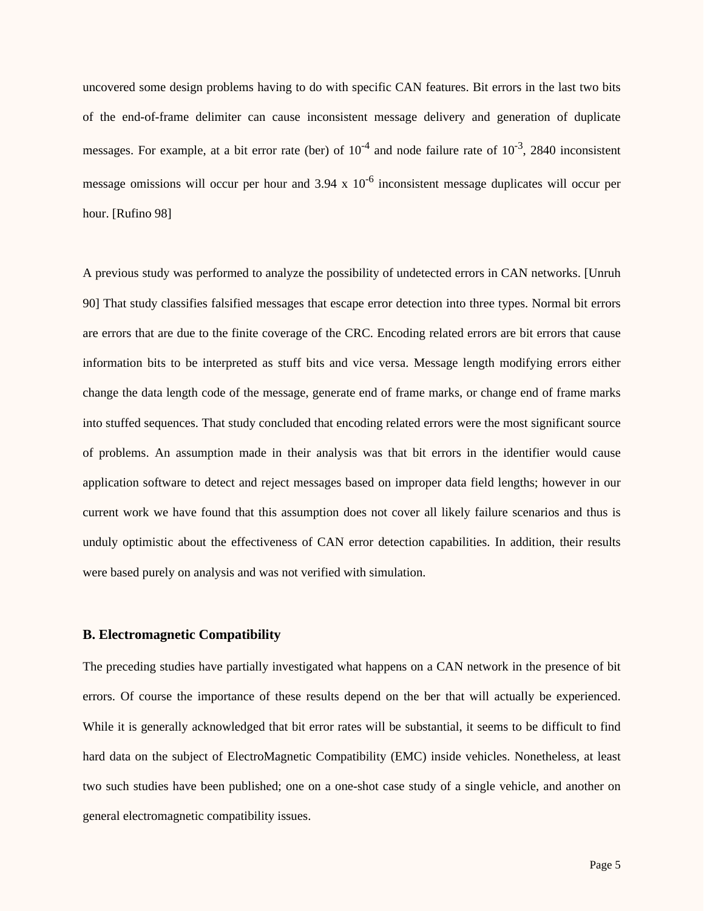uncovered some design problems having to do with specific CAN features. Bit errors in the last two bits of the end-of-frame delimiter can cause inconsistent message delivery and generation of duplicate messages. For example, at a bit error rate (ber) of $10^{-4}$ and node failure rate of $10^{-3}$, 2840 inconsistent message omissions will occur per hour and $3.94 \times 10^{-6}$ inconsistent message duplicates will occur per hour. [Rufino 98]

A previous study was performed to analyze the possibility of undetected errors in CAN networks. [Unruh 90] That study classifies falsified messages that escape error detection into three types. Normal bit errors are errors that are due to the finite coverage of the CRC. Encoding related errors are bit errors that cause information bits to be interpreted as stuff bits and vice versa. Message length modifying errors either change the data length code of the message, generate end of frame marks, or change end of frame marks into stuffed sequences. That study concluded that encoding related errors were the most significant source of problems. An assumption made in their analysis was that bit errors in the identifier would cause application software to detect and reject messages based on improper data field lengths; however in our current work we have found that this assumption does not cover all likely failure scenarios and thus is unduly optimistic about the effectiveness of CAN error detection capabilities. In addition, their results were based purely on analysis and was not verified with simulation.

### B. Electromagnetic Compatibility

The preceding studies have partially investigated what happens on a CAN network in the presence of bit errors. Of course the importance of these results depend on the ber that will actually be experienced. While it is generally acknowledged that bit error rates will be substantial, it seems to be difficult to find hard data on the subject of ElectroMagnetic Compatibility (EMC) inside vehicles. Nonetheless, at least two such studies have been published; one on a one-shot case study of a single vehicle, and another on general electromagnetic compatibility issues.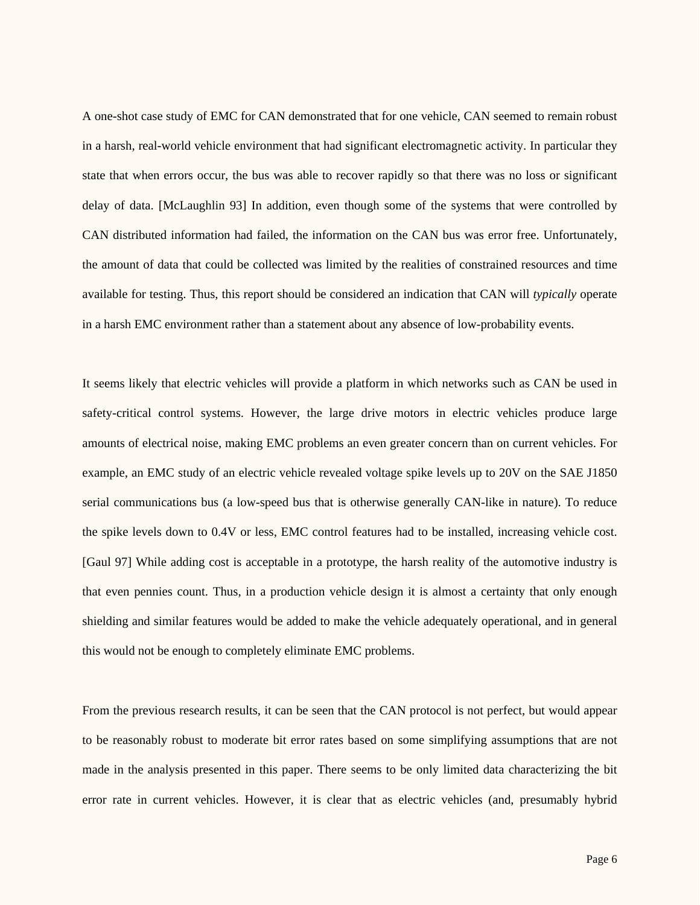A one-shot case study of EMC for CAN demonstrated that for one vehicle, CAN seemed to remain robust in a harsh, real-world vehicle environment that had significant electromagnetic activity. In particular they state that when errors occur, the bus was able to recover rapidly so that there was no loss or significant delay of data. [McLaughlin 93] In addition, even though some of the systems that were controlled by CAN distributed information had failed, the information on the CAN bus was error free. Unfortunately, the amount of data that could be collected was limited by the realities of constrained resources and time available for testing. Thus, this report should be considered an indication that CAN will *typically* operate in a harsh EMC environment rather than a statement about any absence of low-probability events.

It seems likely that electric vehicles will provide a platform in which networks such as CAN be used in safety-critical control systems. However, the large drive motors in electric vehicles produce large amounts of electrical noise, making EMC problems an even greater concern than on current vehicles. For example, an EMC study of an electric vehicle revealed voltage spike levels up to 20V on the SAE J1850 serial communications bus (a low-speed bus that is otherwise generally CAN-like in nature). To reduce the spike levels down to 0.4V or less, EMC control features had to be installed, increasing vehicle cost. [Gaul 97] While adding cost is acceptable in a prototype, the harsh reality of the automotive industry is that even pennies count. Thus, in a production vehicle design it is almost a certainty that only enough shielding and similar features would be added to make the vehicle adequately operational, and in general this would not be enough to completely eliminate EMC problems.

From the previous research results, it can be seen that the CAN protocol is not perfect, but would appear to be reasonably robust to moderate bit error rates based on some simplifying assumptions that are not made in the analysis presented in this paper. There seems to be only limited data characterizing the bit error rate in current vehicles. However, it is clear that as electric vehicles (and, presumably hybrid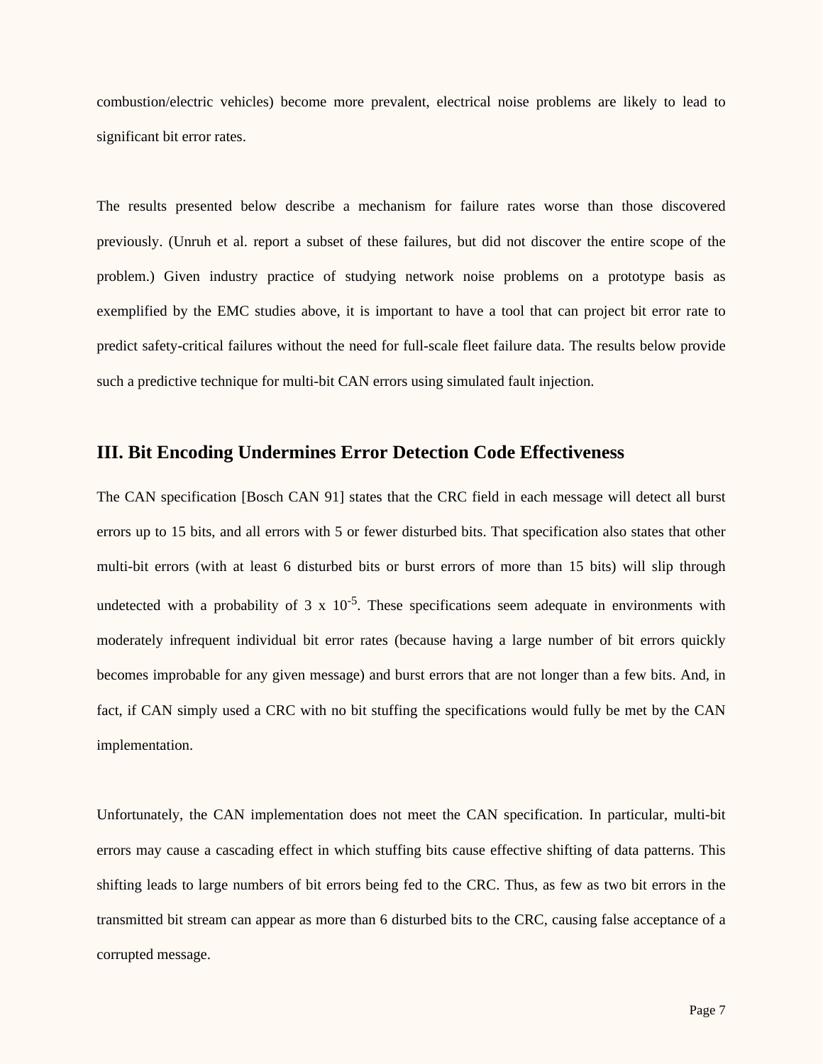combustion/electric vehicles) become more prevalent, electrical noise problems are likely to lead to significant bit error rates.

The results presented below describe a mechanism for failure rates worse than those discovered previously. (Unruh et al. report a subset of these failures, but did not discover the entire scope of the problem.) Given industry practice of studying network noise problems on a prototype basis as exemplified by the EMC studies above, it is important to have a tool that can project bit error rate to predict safety-critical failures without the need for full-scale fleet failure data. The results below provide such a predictive technique for multi-bit CAN errors using simulated fault injection.

## III. Bit Encoding Undermines Error Detection Code Effectiveness

The CAN specification [Bosch CAN 91] states that the CRC field in each message will detect all burst errors up to 15 bits, and all errors with 5 or fewer disturbed bits. That specification also states that other multi-bit errors (with at least 6 disturbed bits or burst errors of more than 15 bits) will slip through undetected with a probability of $3 \times 10^{-5}$. These specifications seem adequate in environments with moderately infrequent individual bit error rates (because having a large number of bit errors quickly becomes improbable for any given message) and burst errors that are not longer than a few bits. And, in fact, if CAN simply used a CRC with no bit stuffing the specifications would fully be met by the CAN implementation.

Unfortunately, the CAN implementation does not meet the CAN specification. In particular, multi-bit errors may cause a cascading effect in which stuffing bits cause effective shifting of data patterns. This shifting leads to large numbers of bit errors being fed to the CRC. Thus, as few as two bit errors in the transmitted bit stream can appear as more than 6 disturbed bits to the CRC, causing false acceptance of a corrupted message.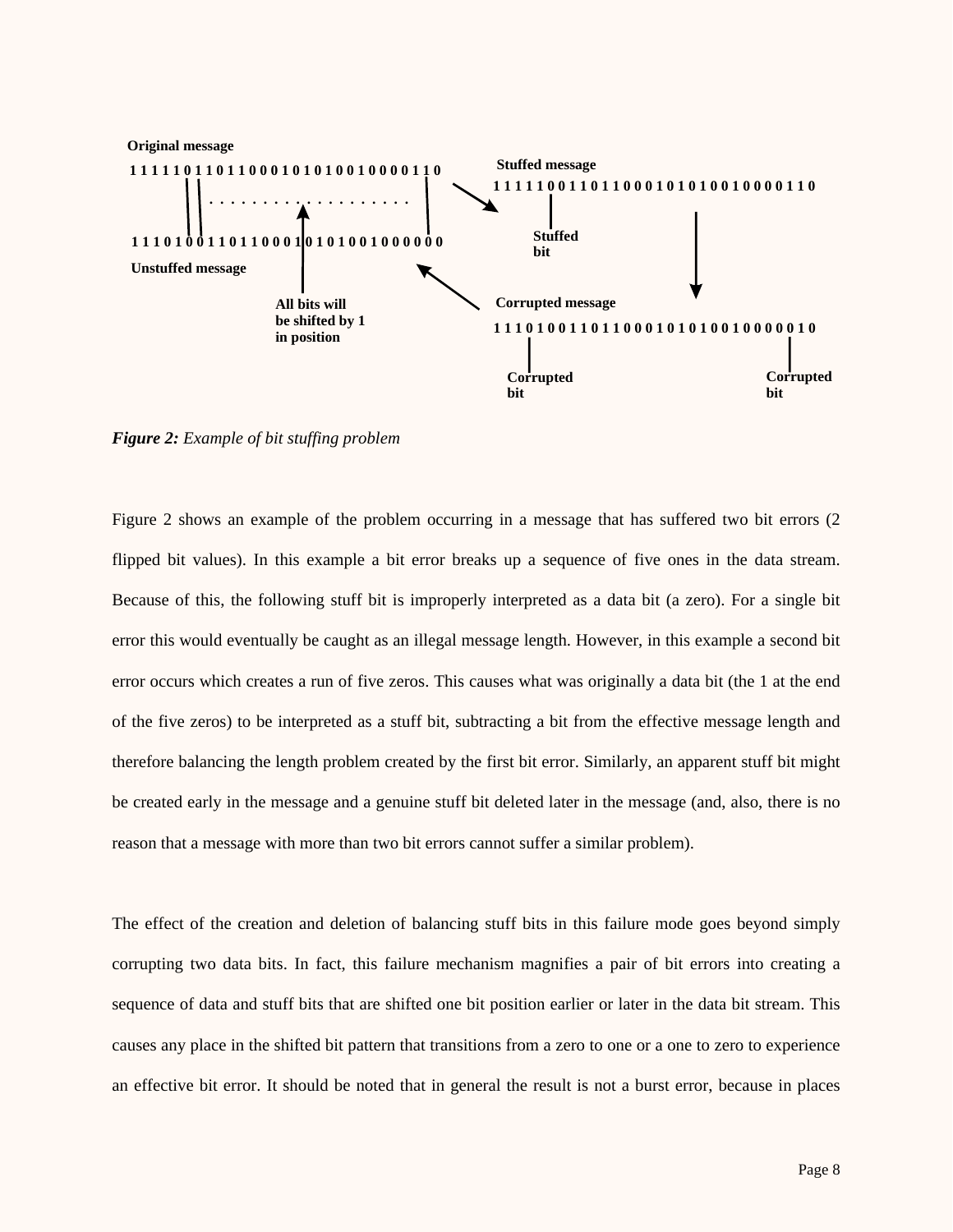Original message

1 1 1 1 1 0 1 1 0 1 1 0 0 0 1 0 1 0 1 0 0 1 0 0 0 0 1 1 0

1 1 1 0 1 0 0 1 1 0 1 1 0 0 0 1 0 1 0 1 0 0 1 0 0 0 0 0 0

Unstuffed message

All bits will be shifted by 1 in position

Stuffed message

1 1 1 1 1 0 0 1 1 0 1 1 0 0 0 1 0 1 0 1 0 0 1 0 0 0 0 1 1 0

Stuffed bit

Corrupted message

1 1 1 0 1 0 0 1 1 0 1 1 0 0 0 1 0 1 0 1 0 0 1 0 0 0 0 0 1 0

Corrupted bit

Corrupted bit

***Figure 2:*** *Example of bit stuffing problem*

Figure 2 shows an example of the problem occurring in a message that has suffered two bit errors (2 flipped bit values). In this example a bit error breaks up a sequence of five ones in the data stream. Because of this, the following stuff bit is improperly interpreted as a data bit (a zero). For a single bit error this would eventually be caught as an illegal message length. However, in this example a second bit error occurs which creates a run of five zeros. This causes what was originally a data bit (the 1 at the end of the five zeros) to be interpreted as a stuff bit, subtracting a bit from the effective message length and therefore balancing the length problem created by the first bit error. Similarly, an apparent stuff bit might be created early in the message and a genuine stuff bit deleted later in the message (and, also, there is no reason that a message with more than two bit errors cannot suffer a similar problem).

The effect of the creation and deletion of balancing stuff bits in this failure mode goes beyond simply corrupting two data bits. In fact, this failure mechanism magnifies a pair of bit errors into creating a sequence of data and stuff bits that are shifted one bit position earlier or later in the data bit stream. This causes any place in the shifted bit pattern that transitions from a zero to one or a one to zero to experience an effective bit error. It should be noted that in general the result is not a burst error, because in places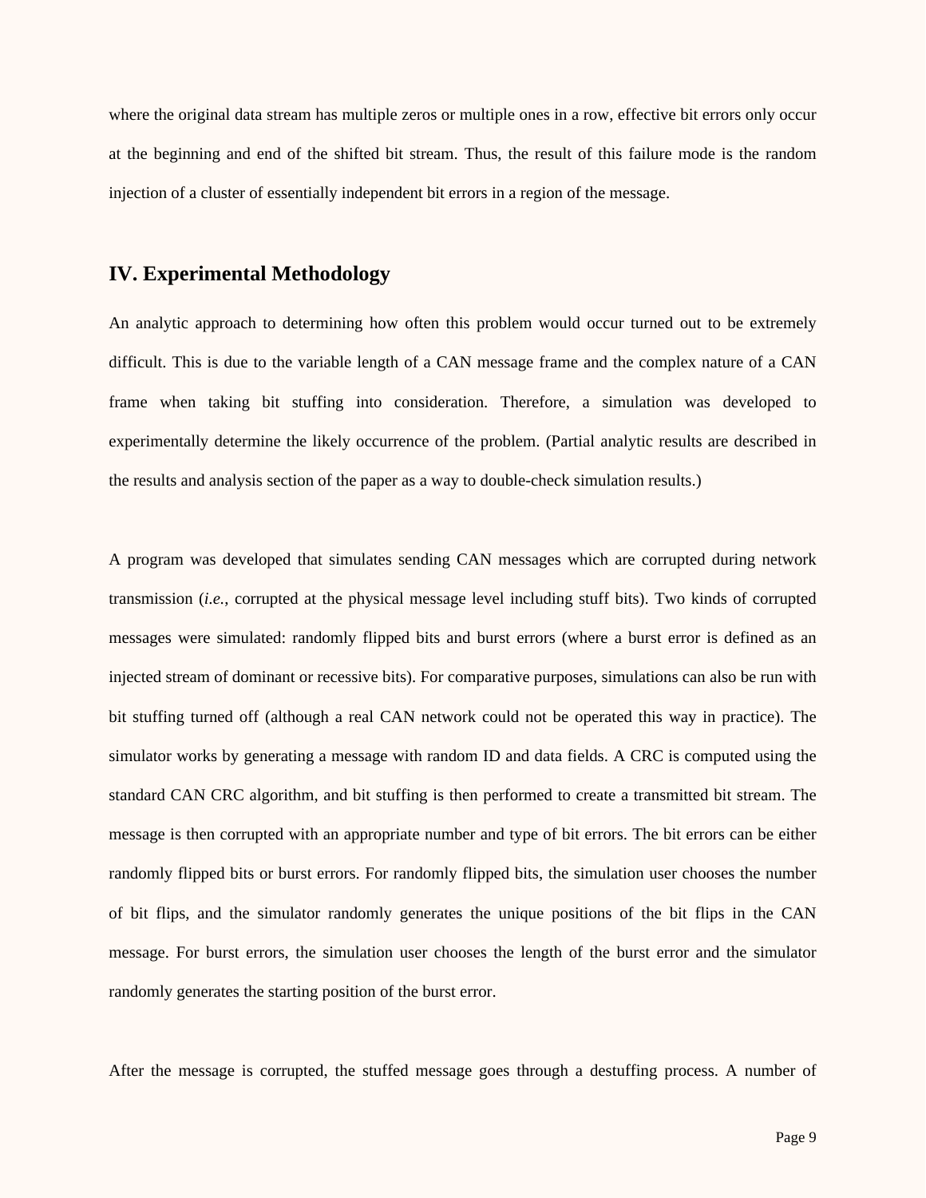where the original data stream has multiple zeros or multiple ones in a row, effective bit errors only occur at the beginning and end of the shifted bit stream. Thus, the result of this failure mode is the random injection of a cluster of essentially independent bit errors in a region of the message.

## IV. Experimental Methodology

An analytic approach to determining how often this problem would occur turned out to be extremely difficult. This is due to the variable length of a CAN message frame and the complex nature of a CAN frame when taking bit stuffing into consideration. Therefore, a simulation was developed to experimentally determine the likely occurrence of the problem. (Partial analytic results are described in the results and analysis section of the paper as a way to double-check simulation results.)

A program was developed that simulates sending CAN messages which are corrupted during network transmission (*i.e.*, corrupted at the physical message level including stuff bits). Two kinds of corrupted messages were simulated: randomly flipped bits and burst errors (where a burst error is defined as an injected stream of dominant or recessive bits). For comparative purposes, simulations can also be run with bit stuffing turned off (although a real CAN network could not be operated this way in practice). The simulator works by generating a message with random ID and data fields. A CRC is computed using the standard CAN CRC algorithm, and bit stuffing is then performed to create a transmitted bit stream. The message is then corrupted with an appropriate number and type of bit errors. The bit errors can be either randomly flipped bits or burst errors. For randomly flipped bits, the simulation user chooses the number of bit flips, and the simulator randomly generates the unique positions of the bit flips in the CAN message. For burst errors, the simulation user chooses the length of the burst error and the simulator randomly generates the starting position of the burst error.

After the message is corrupted, the stuffed message goes through a destuffing process. A number of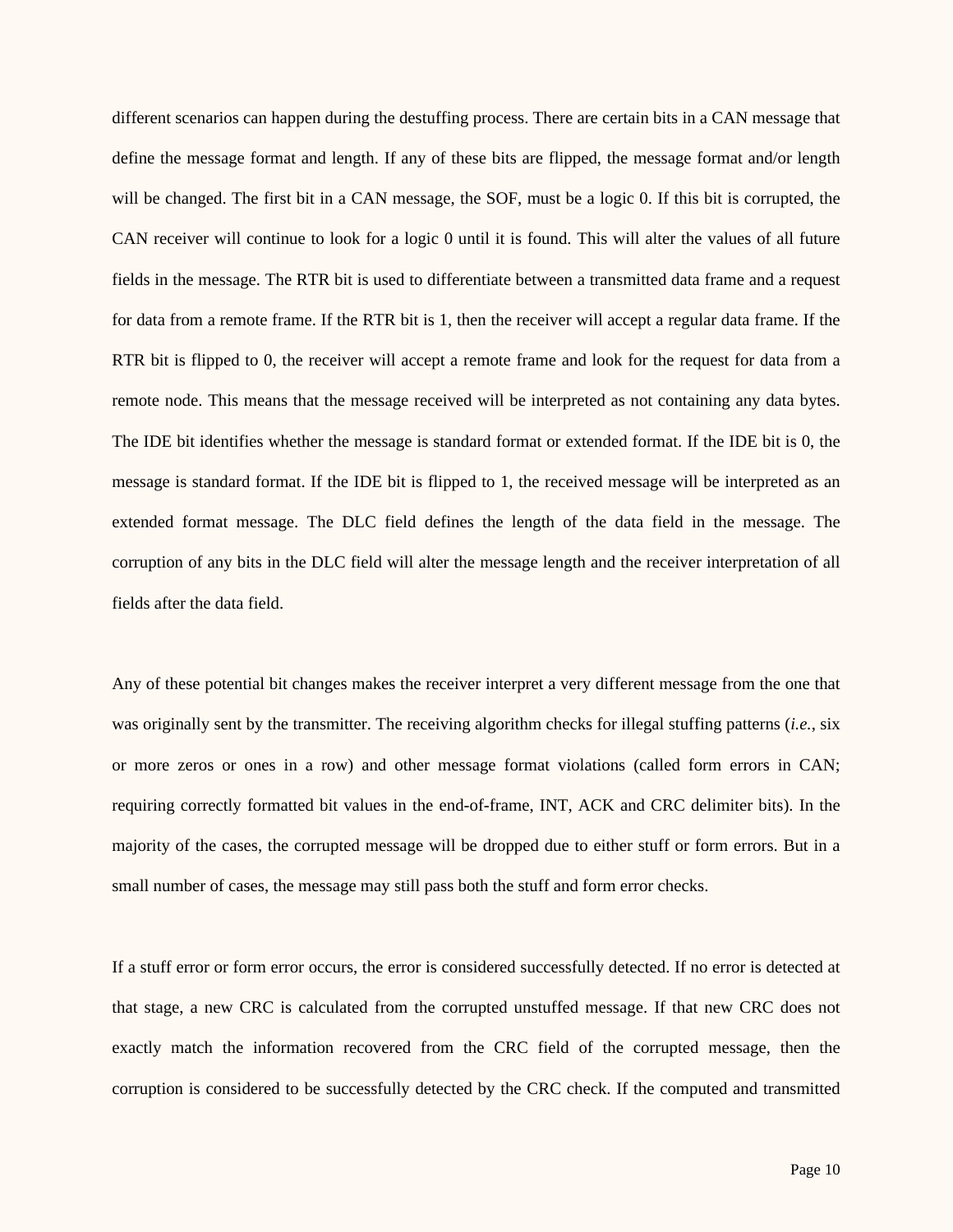different scenarios can happen during the destuffing process. There are certain bits in a CAN message that define the message format and length. If any of these bits are flipped, the message format and/or length will be changed. The first bit in a CAN message, the SOF, must be a logic 0. If this bit is corrupted, the CAN receiver will continue to look for a logic 0 until it is found. This will alter the values of all future fields in the message. The RTR bit is used to differentiate between a transmitted data frame and a request for data from a remote frame. If the RTR bit is 1, then the receiver will accept a regular data frame. If the RTR bit is flipped to 0, the receiver will accept a remote frame and look for the request for data from a remote node. This means that the message received will be interpreted as not containing any data bytes. The IDE bit identifies whether the message is standard format or extended format. If the IDE bit is 0, the message is standard format. If the IDE bit is flipped to 1, the received message will be interpreted as an extended format message. The DLC field defines the length of the data field in the message. The corruption of any bits in the DLC field will alter the message length and the receiver interpretation of all fields after the data field.

Any of these potential bit changes makes the receiver interpret a very different message from the one that was originally sent by the transmitter. The receiving algorithm checks for illegal stuffing patterns (*i.e.*, six or more zeros or ones in a row) and other message format violations (called form errors in CAN; requiring correctly formatted bit values in the end-of-frame, INT, ACK and CRC delimiter bits). In the majority of the cases, the corrupted message will be dropped due to either stuff or form errors. But in a small number of cases, the message may still pass both the stuff and form error checks.

If a stuff error or form error occurs, the error is considered successfully detected. If no error is detected at that stage, a new CRC is calculated from the corrupted unstuffed message. If that new CRC does not exactly match the information recovered from the CRC field of the corrupted message, then the corruption is considered to be successfully detected by the CRC check. If the computed and transmitted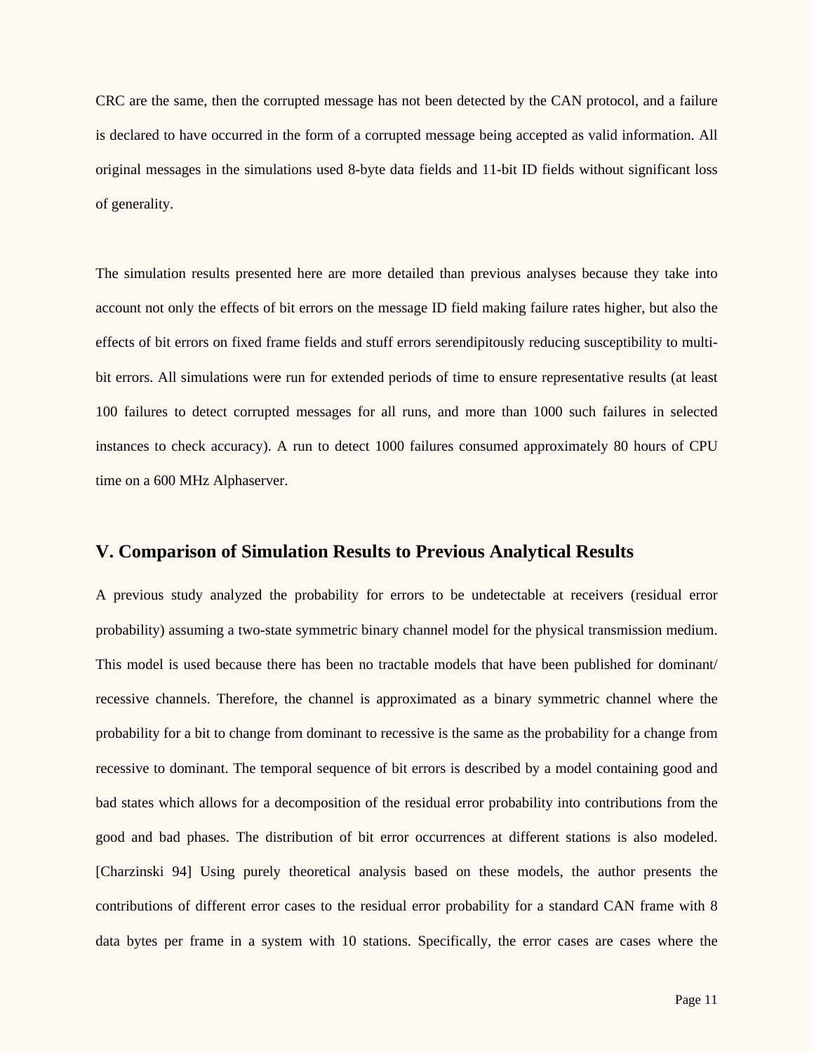CRC are the same, then the corrupted message has not been detected by the CAN protocol, and a failure is declared to have occurred in the form of a corrupted message being accepted as valid information. All original messages in the simulations used 8-byte data fields and 11-bit ID fields without significant loss of generality.

The simulation results presented here are more detailed than previous analyses because they take into account not only the effects of bit errors on the message ID field making failure rates higher, but also the effects of bit errors on fixed frame fields and stuff errors serendipitously reducing susceptibility to multi-bit errors. All simulations were run for extended periods of time to ensure representative results (at least 100 failures to detect corrupted messages for all runs, and more than 1000 such failures in selected instances to check accuracy). A run to detect 1000 failures consumed approximately 80 hours of CPU time on a 600 MHz Alphaserver.

## V. Comparison of Simulation Results to Previous Analytical Results

A previous study analyzed the probability for errors to be undetectable at receivers (residual error probability) assuming a two-state symmetric binary channel model for the physical transmission medium. This model is used because there has been no tractable models that have been published for dominant/ recessive channels. Therefore, the channel is approximated as a binary symmetric channel where the probability for a bit to change from dominant to recessive is the same as the probability for a change from recessive to dominant. The temporal sequence of bit errors is described by a model containing good and bad states which allows for a decomposition of the residual error probability into contributions from the good and bad phases. The distribution of bit error occurrences at different stations is also modeled. [Charzinski 94] Using purely theoretical analysis based on these models, the author presents the contributions of different error cases to the residual error probability for a standard CAN frame with 8 data bytes per frame in a system with 10 stations. Specifically, the error cases are cases where the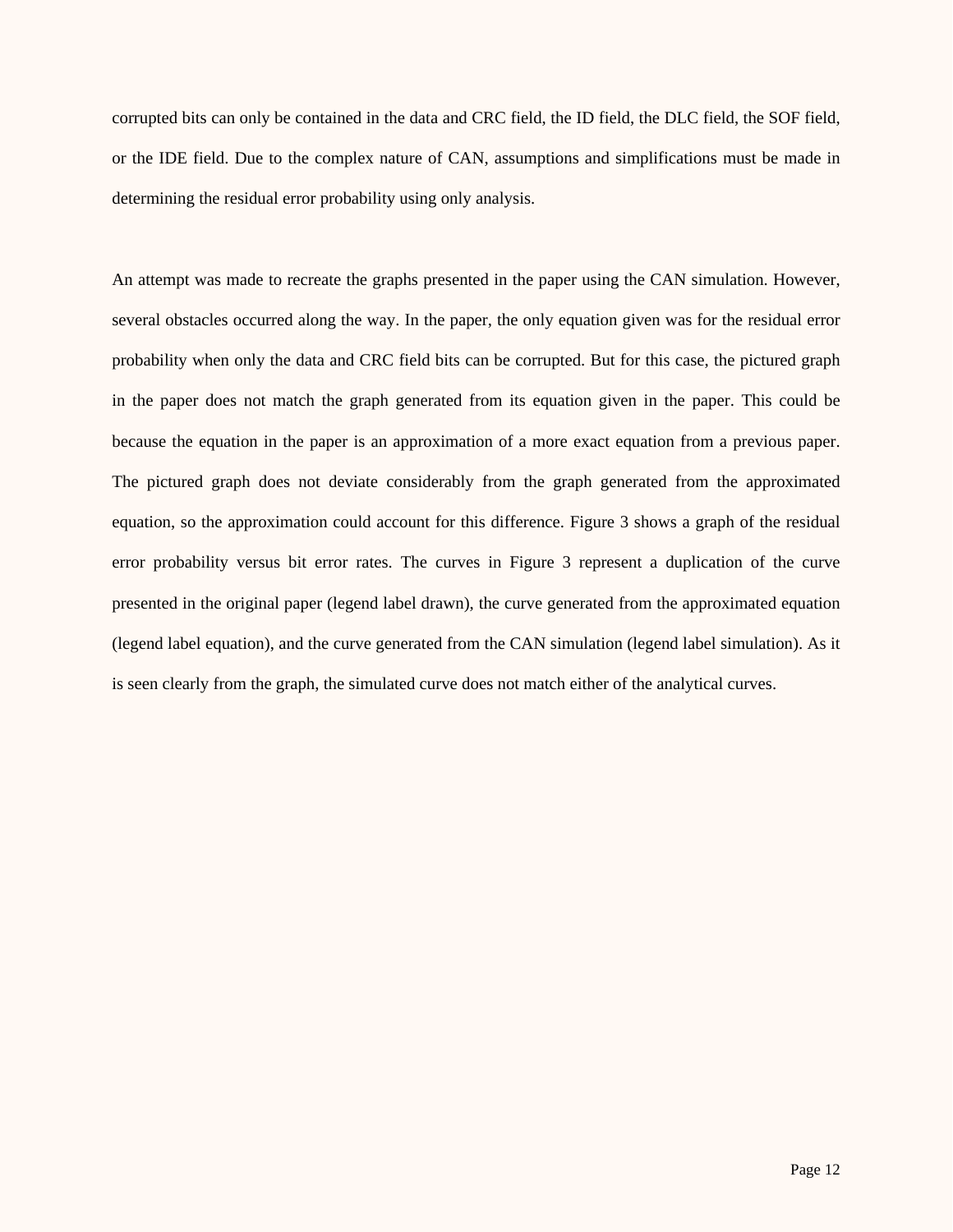corrupted bits can only be contained in the data and CRC field, the ID field, the DLC field, the SOF field, or the IDE field. Due to the complex nature of CAN, assumptions and simplifications must be made in determining the residual error probability using only analysis.

An attempt was made to recreate the graphs presented in the paper using the CAN simulation. However, several obstacles occurred along the way. In the paper, the only equation given was for the residual error probability when only the data and CRC field bits can be corrupted. But for this case, the pictured graph in the paper does not match the graph generated from its equation given in the paper. This could be because the equation in the paper is an approximation of a more exact equation from a previous paper. The pictured graph does not deviate considerably from the graph generated from the approximated equation, so the approximation could account for this difference. Figure 3 shows a graph of the residual error probability versus bit error rates. The curves in Figure 3 represent a duplication of the curve presented in the original paper (legend label drawn), the curve generated from the approximated equation (legend label equation), and the curve generated from the CAN simulation (legend label simulation). As it is seen clearly from the graph, the simulated curve does not match either of the analytical curves.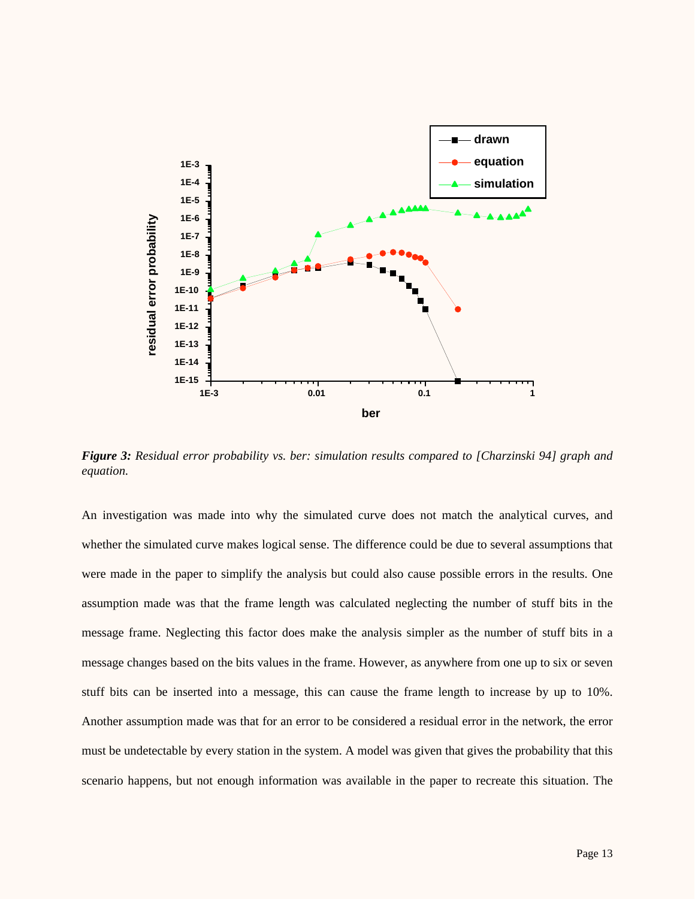*Figure 3: Residual error probability vs. ber: simulation results compared to [Charzinski 94] graph and equation.*

An investigation was made into why the simulated curve does not match the analytical curves, and whether the simulated curve makes logical sense. The difference could be due to several assumptions that were made in the paper to simplify the analysis but could also cause possible errors in the results. One assumption made was that the frame length was calculated neglecting the number of stuff bits in the message frame. Neglecting this factor does make the analysis simpler as the number of stuff bits in a message changes based on the bits values in the frame. However, as anywhere from one up to six or seven stuff bits can be inserted into a message, this can cause the frame length to increase by up to 10%. Another assumption made was that for an error to be considered a residual error in the network, the error must be undetectable by every station in the system. A model was given that gives the probability that this scenario happens, but not enough information was available in the paper to recreate this situation. The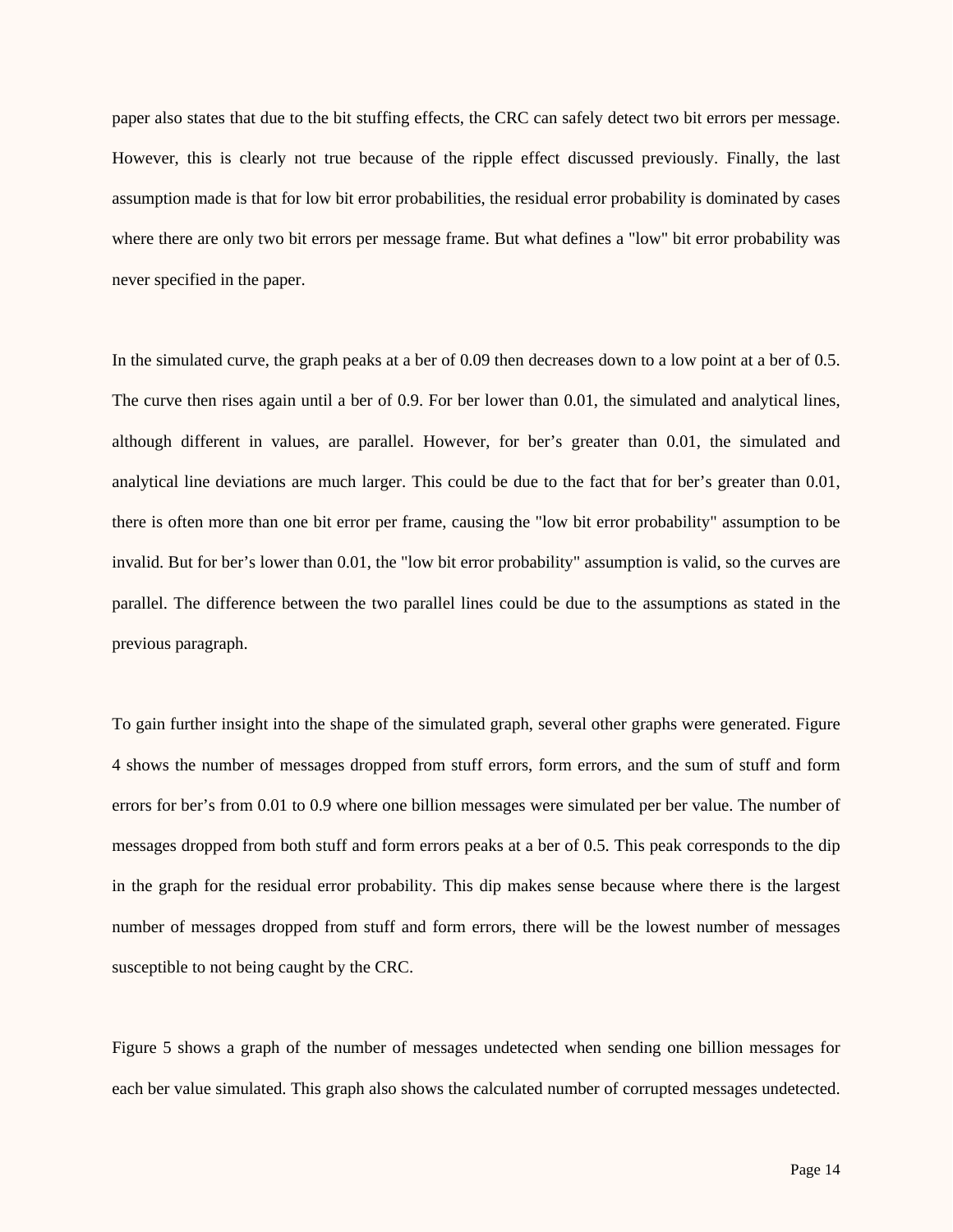paper also states that due to the bit stuffing effects, the CRC can safely detect two bit errors per message. However, this is clearly not true because of the ripple effect discussed previously. Finally, the last assumption made is that for low bit error probabilities, the residual error probability is dominated by cases where there are only two bit errors per message frame. But what defines a "low" bit error probability was never specified in the paper.

In the simulated curve, the graph peaks at a ber of 0.09 then decreases down to a low point at a ber of 0.5. The curve then rises again until a ber of 0.9. For ber lower than 0.01, the simulated and analytical lines, although different in values, are parallel. However, for ber's greater than 0.01, the simulated and analytical line deviations are much larger. This could be due to the fact that for ber's greater than 0.01, there is often more than one bit error per frame, causing the "low bit error probability" assumption to be invalid. But for ber's lower than 0.01, the "low bit error probability" assumption is valid, so the curves are parallel. The difference between the two parallel lines could be due to the assumptions as stated in the previous paragraph.

To gain further insight into the shape of the simulated graph, several other graphs were generated. Figure 4 shows the number of messages dropped from stuff errors, form errors, and the sum of stuff and form errors for ber's from 0.01 to 0.9 where one billion messages were simulated per ber value. The number of messages dropped from both stuff and form errors peaks at a ber of 0.5. This peak corresponds to the dip in the graph for the residual error probability. This dip makes sense because where there is the largest number of messages dropped from stuff and form errors, there will be the lowest number of messages susceptible to not being caught by the CRC.

Figure 5 shows a graph of the number of messages undetected when sending one billion messages for each ber value simulated. This graph also shows the calculated number of corrupted messages undetected.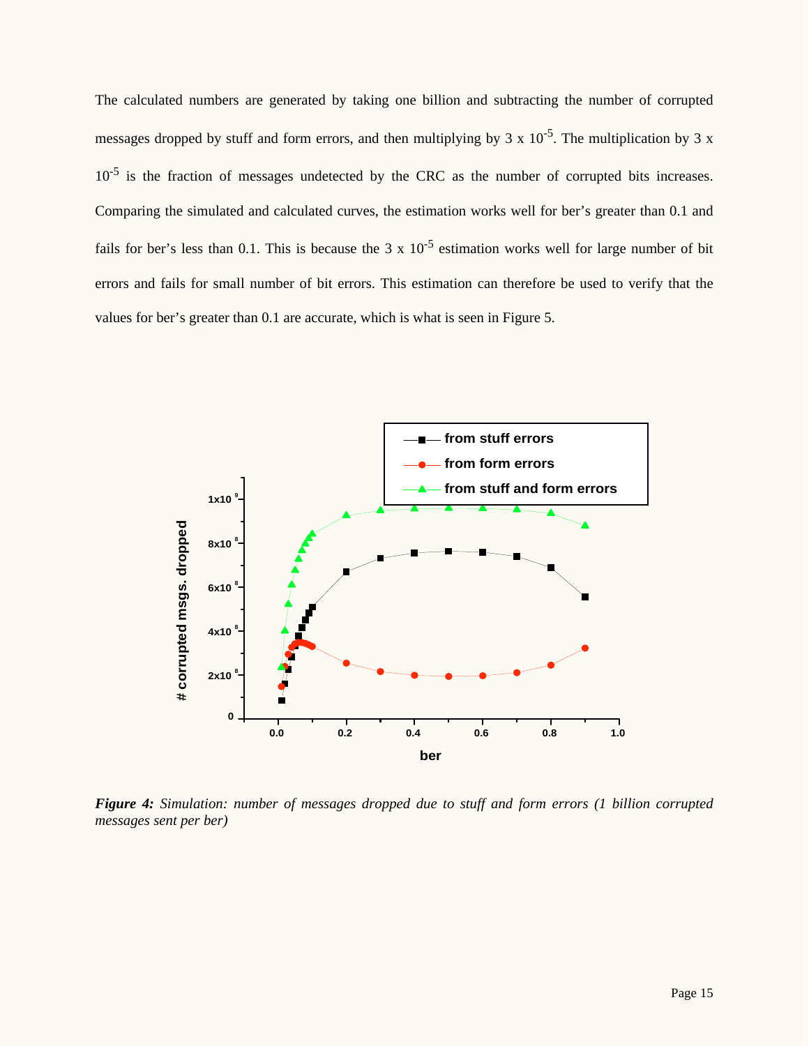The calculated numbers are generated by taking one billion and subtracting the number of corrupted messages dropped by stuff and form errors, and then multiplying by $3 \times 10^{-5}$. The multiplication by $3 \times 10^{-5}$ is the fraction of messages undetected by the CRC as the number of corrupted bits increases. Comparing the simulated and calculated curves, the estimation works well for ber's greater than 0.1 and fails for ber's less than 0.1. This is because the $3 \times 10^{-5}$ estimation works well for large number of bit errors and fails for small number of bit errors. This estimation can therefore be used to verify that the values for ber's greater than 0.1 are accurate, which is what is seen in Figure 5.

***Figure 4:*** *Simulation: number of messages dropped due to stuff and form errors (1 billion corrupted messages sent per ber)*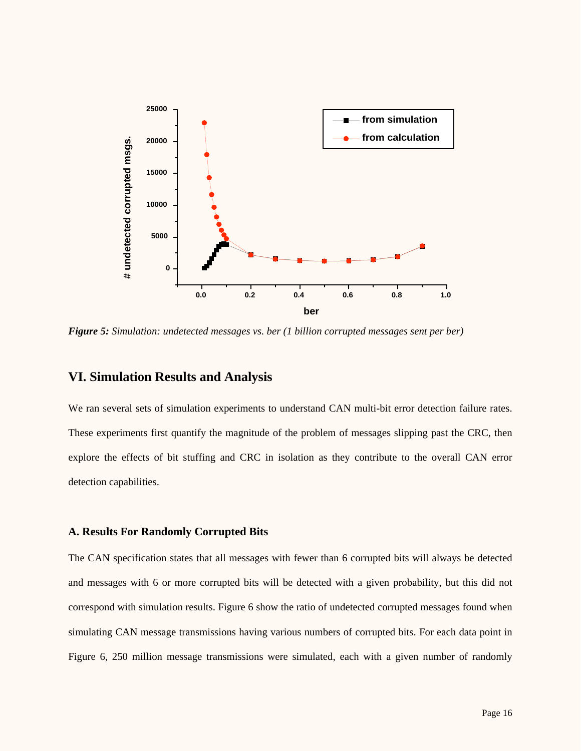*Figure 5: Simulation: undetected messages vs. ber (1 billion corrupted messages sent per ber)*

## VI. Simulation Results and Analysis

We ran several sets of simulation experiments to understand CAN multi-bit error detection failure rates. These experiments first quantify the magnitude of the problem of messages slipping past the CRC, then explore the effects of bit stuffing and CRC in isolation as they contribute to the overall CAN error detection capabilities.

### A. Results For Randomly Corrupted Bits

The CAN specification states that all messages with fewer than 6 corrupted bits will always be detected and messages with 6 or more corrupted bits will be detected with a given probability, but this did not correspond with simulation results. Figure 6 show the ratio of undetected corrupted messages found when simulating CAN message transmissions having various numbers of corrupted bits. For each data point in Figure 6, 250 million message transmissions were simulated, each with a given number of randomly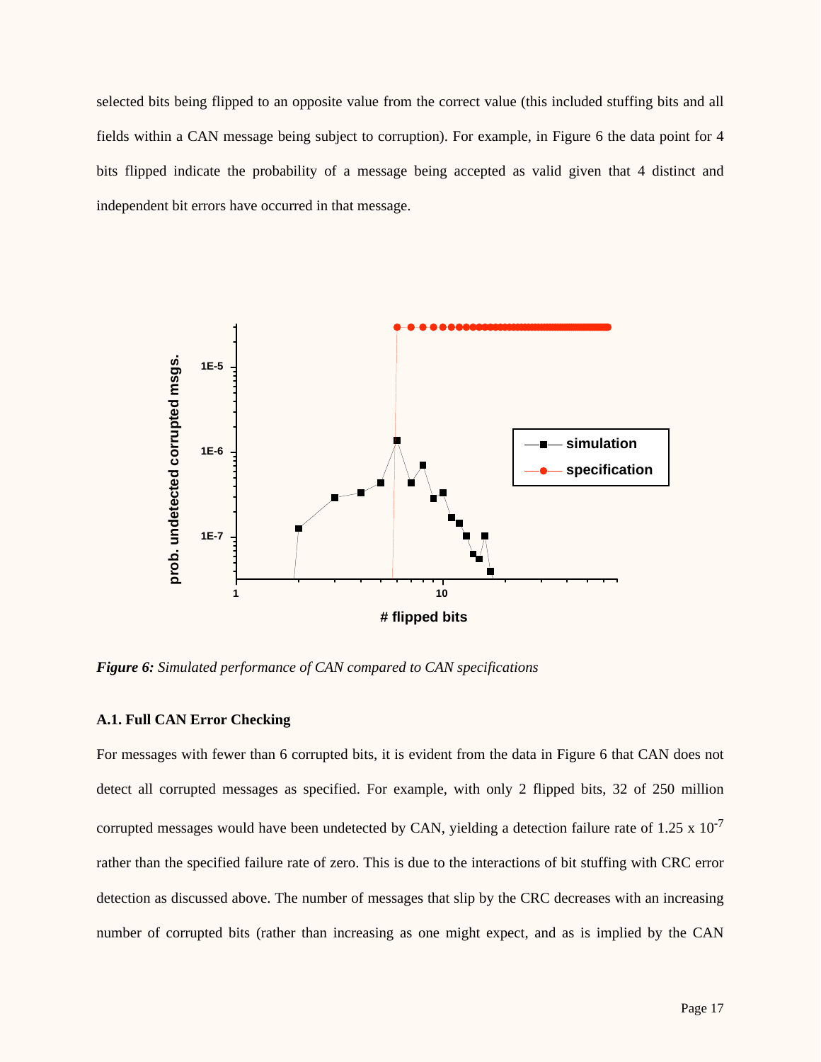selected bits being flipped to an opposite value from the correct value (this included stuffing bits and all fields within a CAN message being subject to corruption). For example, in Figure 6 the data point for 4 bits flipped indicate the probability of a message being accepted as valid given that 4 distinct and independent bit errors have occurred in that message.

***Figure 6:*** *Simulated performance of CAN compared to CAN specifications*

### A.1. Full CAN Error Checking

For messages with fewer than 6 corrupted bits, it is evident from the data in Figure 6 that CAN does not detect all corrupted messages as specified. For example, with only 2 flipped bits, 32 of 250 million corrupted messages would have been undetected by CAN, yielding a detection failure rate of $1.25 \times 10^{-7}$ rather than the specified failure rate of zero. This is due to the interactions of bit stuffing with CRC error detection as discussed above. The number of messages that slip by the CRC decreases with an increasing number of corrupted bits (rather than increasing as one might expect, and as is implied by the CAN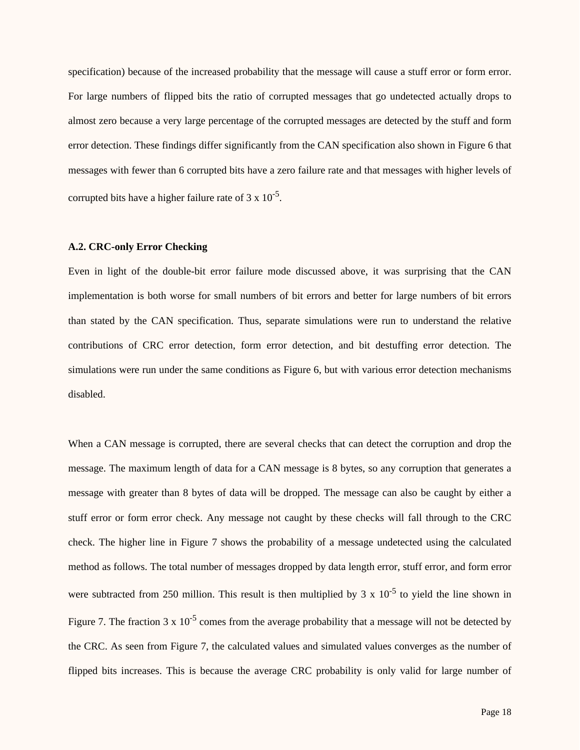specification) because of the increased probability that the message will cause a stuff error or form error. For large numbers of flipped bits the ratio of corrupted messages that go undetected actually drops to almost zero because a very large percentage of the corrupted messages are detected by the stuff and form error detection. These findings differ significantly from the CAN specification also shown in Figure 6 that messages with fewer than 6 corrupted bits have a zero failure rate and that messages with higher levels of corrupted bits have a higher failure rate of $3 \times 10^{-5}$.

### A.2. CRC-only Error Checking

Even in light of the double-bit error failure mode discussed above, it was surprising that the CAN implementation is both worse for small numbers of bit errors and better for large numbers of bit errors than stated by the CAN specification. Thus, separate simulations were run to understand the relative contributions of CRC error detection, form error detection, and bit destuffing error detection. The simulations were run under the same conditions as Figure 6, but with various error detection mechanisms disabled.

When a CAN message is corrupted, there are several checks that can detect the corruption and drop the message. The maximum length of data for a CAN message is 8 bytes, so any corruption that generates a message with greater than 8 bytes of data will be dropped. The message can also be caught by either a stuff error or form error check. Any message not caught by these checks will fall through to the CRC check. The higher line in Figure 7 shows the probability of a message undetected using the calculated method as follows. The total number of messages dropped by data length error, stuff error, and form error were subtracted from 250 million. This result is then multiplied by $3 \times 10^{-5}$ to yield the line shown in Figure 7. The fraction $3 \times 10^{-5}$ comes from the average probability that a message will not be detected by the CRC. As seen from Figure 7, the calculated values and simulated values converges as the number of flipped bits increases. This is because the average CRC probability is only valid for large number of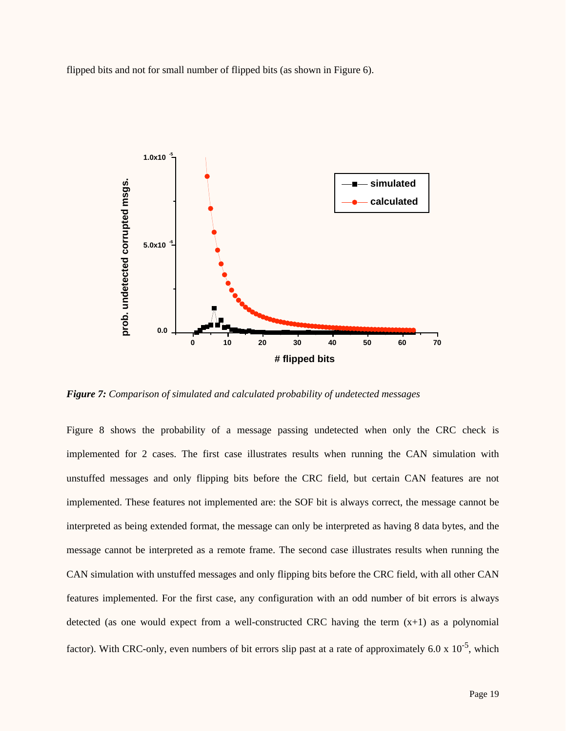flipped bits and not for small number of flipped bits (as shown in Figure 6).

***Figure 7:*** *Comparison of simulated and calculated probability of undetected messages*

Figure 8 shows the probability of a message passing undetected when only the CRC check is implemented for 2 cases. The first case illustrates results when running the CAN simulation with unstuffed messages and only flipping bits before the CRC field, but certain CAN features are not implemented. These features not implemented are: the SOF bit is always correct, the message cannot be interpreted as being extended format, the message can only be interpreted as having 8 data bytes, and the message cannot be interpreted as a remote frame. The second case illustrates results when running the CAN simulation with unstuffed messages and only flipping bits before the CRC field, with all other CAN features implemented. For the first case, any configuration with an odd number of bit errors is always detected (as one would expect from a well-constructed CRC having the term (x+1) as a polynomial factor). With CRC-only, even numbers of bit errors slip past at a rate of approximately $6.0 \times 10^{-5}$, which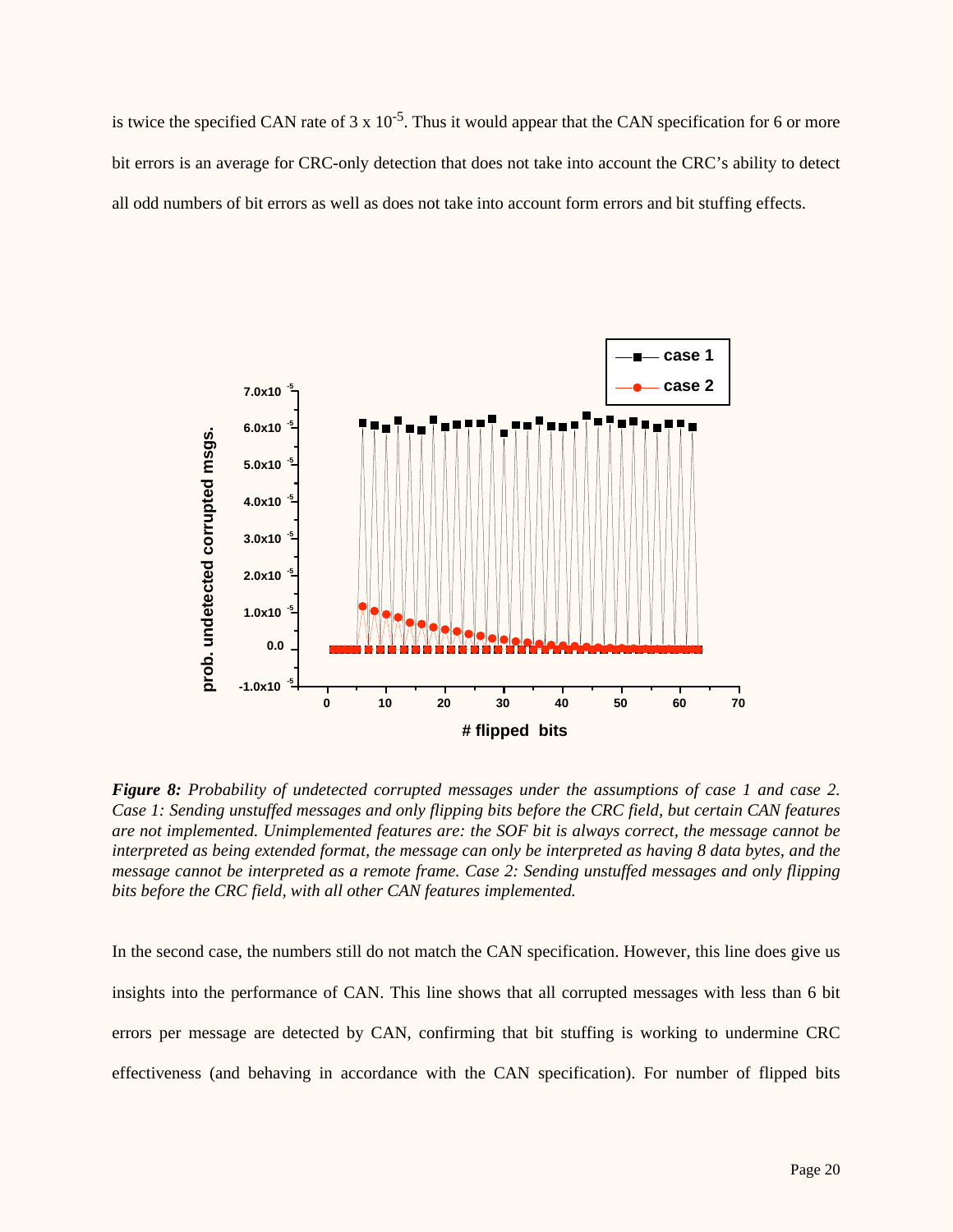is twice the specified CAN rate of 3 x $10^{-5}$. Thus it would appear that the CAN specification for 6 or more bit errors is an average for CRC-only detection that does not take into account the CRC's ability to detect all odd numbers of bit errors as well as does not take into account form errors and bit stuffing effects.

***Figure 8:*** *Probability of undetected corrupted messages under the assumptions of case 1 and case 2. Case 1: Sending unstuffed messages and only flipping bits before the CRC field, but certain CAN features are not implemented. Unimplemented features are: the SOF bit is always correct, the message cannot be interpreted as being extended format, the message can only be interpreted as having 8 data bytes, and the message cannot be interpreted as a remote frame. Case 2: Sending unstuffed messages and only flipping bits before the CRC field, with all other CAN features implemented.*

In the second case, the numbers still do not match the CAN specification. However, this line does give us insights into the performance of CAN. This line shows that all corrupted messages with less than 6 bit errors per message are detected by CAN, confirming that bit stuffing is working to undermine CRC effectiveness (and behaving in accordance with the CAN specification). For number of flipped bits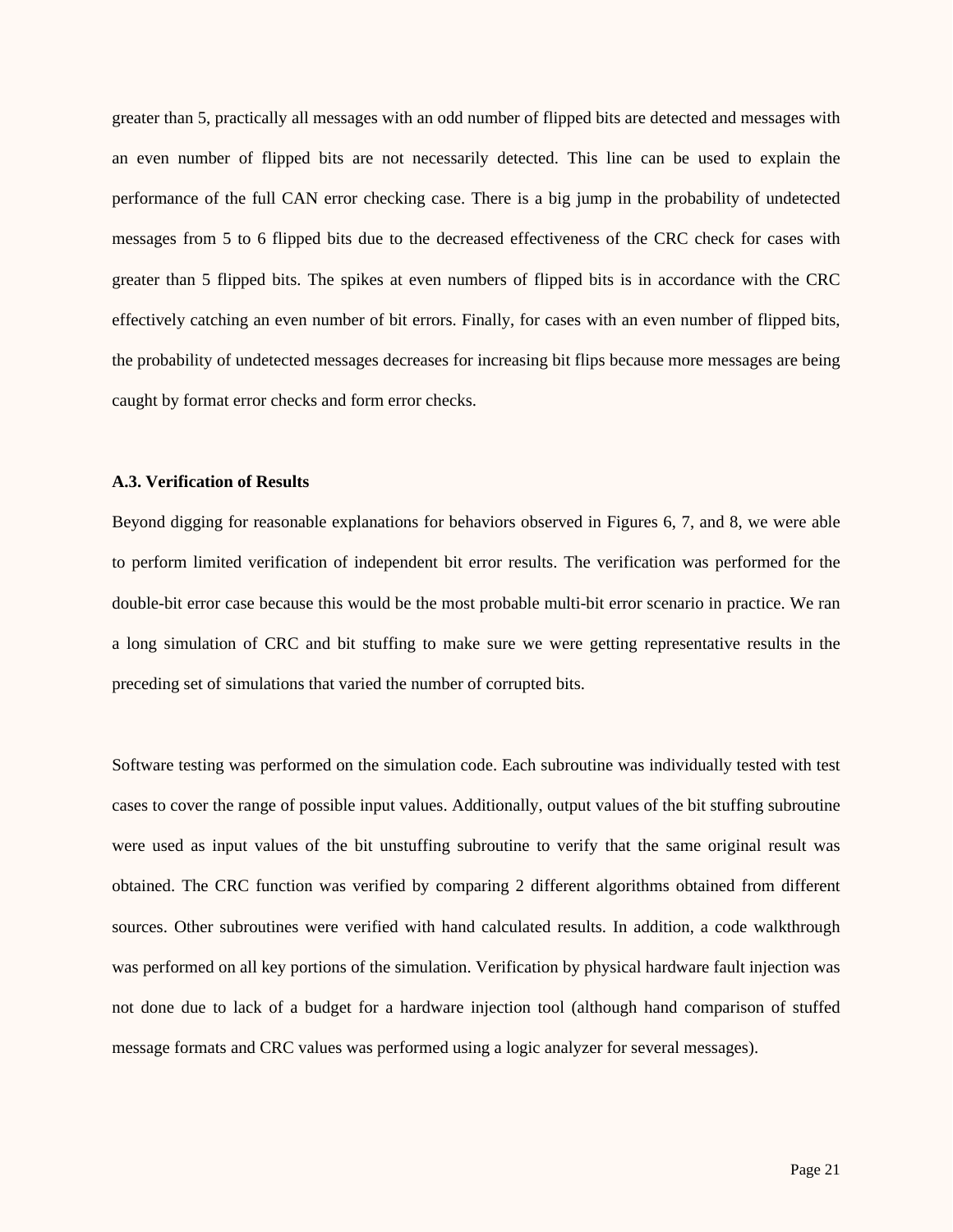greater than 5, practically all messages with an odd number of flipped bits are detected and messages with an even number of flipped bits are not necessarily detected. This line can be used to explain the performance of the full CAN error checking case. There is a big jump in the probability of undetected messages from 5 to 6 flipped bits due to the decreased effectiveness of the CRC check for cases with greater than 5 flipped bits. The spikes at even numbers of flipped bits is in accordance with the CRC effectively catching an even number of bit errors. Finally, for cases with an even number of flipped bits, the probability of undetected messages decreases for increasing bit flips because more messages are being caught by format error checks and form error checks.

### A.3. Verification of Results

Beyond digging for reasonable explanations for behaviors observed in Figures 6, 7, and 8, we were able to perform limited verification of independent bit error results. The verification was performed for the double-bit error case because this would be the most probable multi-bit error scenario in practice. We ran a long simulation of CRC and bit stuffing to make sure we were getting representative results in the preceding set of simulations that varied the number of corrupted bits.

Software testing was performed on the simulation code. Each subroutine was individually tested with test cases to cover the range of possible input values. Additionally, output values of the bit stuffing subroutine were used as input values of the bit unstuffing subroutine to verify that the same original result was obtained. The CRC function was verified by comparing 2 different algorithms obtained from different sources. Other subroutines were verified with hand calculated results. In addition, a code walkthrough was performed on all key portions of the simulation. Verification by physical hardware fault injection was not done due to lack of a budget for a hardware injection tool (although hand comparison of stuffed message formats and CRC values was performed using a logic analyzer for several messages).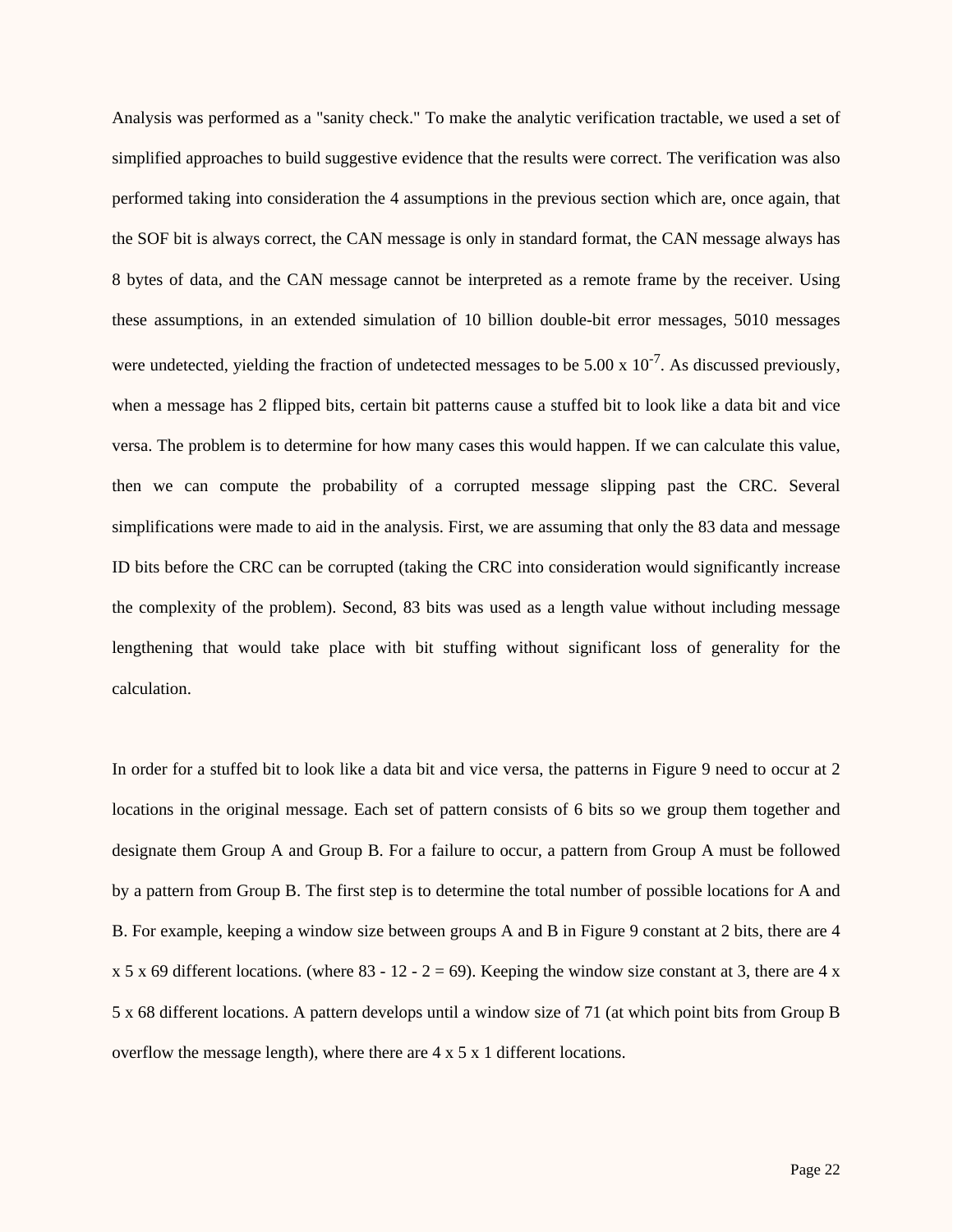Analysis was performed as a "sanity check." To make the analytic verification tractable, we used a set of simplified approaches to build suggestive evidence that the results were correct. The verification was also performed taking into consideration the 4 assumptions in the previous section which are, once again, that the SOF bit is always correct, the CAN message is only in standard format, the CAN message always has 8 bytes of data, and the CAN message cannot be interpreted as a remote frame by the receiver. Using these assumptions, in an extended simulation of 10 billion double-bit error messages, 5010 messages were undetected, yielding the fraction of undetected messages to be $5.00 \times 10^{-7}$. As discussed previously, when a message has 2 flipped bits, certain bit patterns cause a stuffed bit to look like a data bit and vice versa. The problem is to determine for how many cases this would happen. If we can calculate this value, then we can compute the probability of a corrupted message slipping past the CRC. Several simplifications were made to aid in the analysis. First, we are assuming that only the 83 data and message ID bits before the CRC can be corrupted (taking the CRC into consideration would significantly increase the complexity of the problem). Second, 83 bits was used as a length value without including message lengthening that would take place with bit stuffing without significant loss of generality for the calculation.

In order for a stuffed bit to look like a data bit and vice versa, the patterns in Figure 9 need to occur at 2 locations in the original message. Each set of pattern consists of 6 bits so we group them together and designate them Group A and Group B. For a failure to occur, a pattern from Group A must be followed by a pattern from Group B. The first step is to determine the total number of possible locations for A and B. For example, keeping a window size between groups A and B in Figure 9 constant at 2 bits, there are $4 \times 5 \times 69$ different locations. (where $83 - 12 - 2 = 69$). Keeping the window size constant at 3, there are $4 \times 5 \times 68$ different locations. A pattern develops until a window size of 71 (at which point bits from Group B overflow the message length), where there are $4 \times 5 \times 1$ different locations.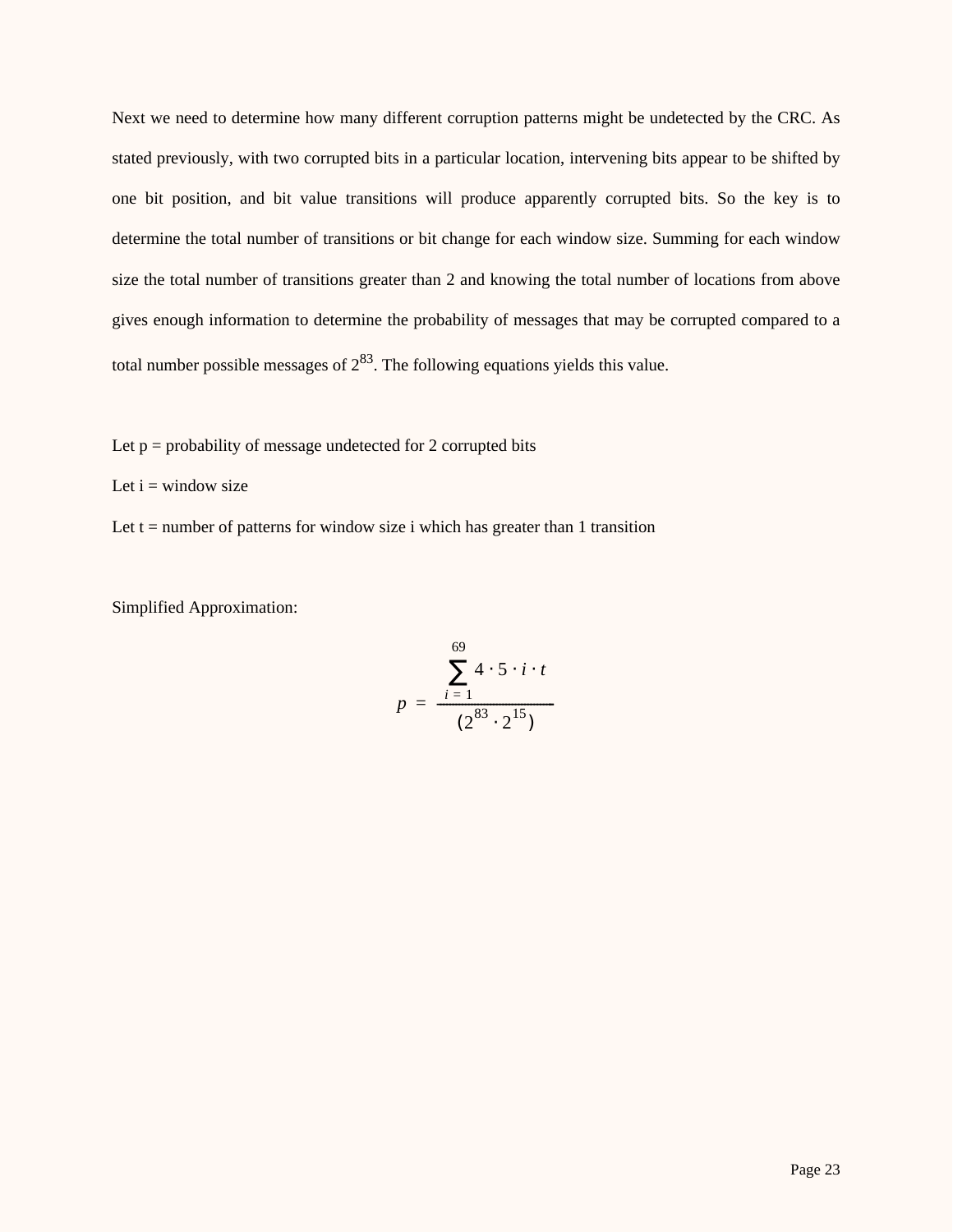Next we need to determine how many different corruption patterns might be undetected by the CRC. As stated previously, with two corrupted bits in a particular location, intervening bits appear to be shifted by one bit position, and bit value transitions will produce apparently corrupted bits. So the key is to determine the total number of transitions or bit change for each window size. Summing for each window size the total number of transitions greater than 2 and knowing the total number of locations from above gives enough information to determine the probability of messages that may be corrupted compared to a total number possible messages of $2^{83}$. The following equations yields this value.

Let p = probability of message undetected for 2 corrupted bits

Let i = window size

Let t = number of patterns for window size i which has greater than 1 transition

Simplified Approximation:

$$p = \frac{\sum_{i=1}^{69} 4 \cdot 5 \cdot i \cdot t}{(2^{83} \cdot 2^{15})}$$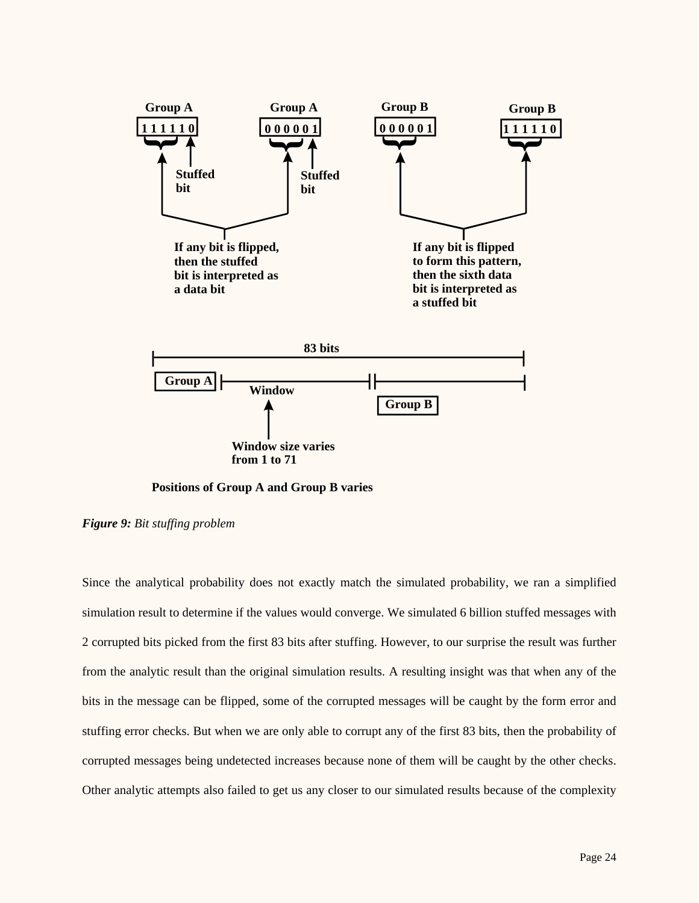**Group A** **1 1 1 1 1 0** — Stuffed bit

**Group A** **0 0 0 0 0 1** — Stuffed bit

**If any bit is flipped, then the stuffed bit is interpreted as a data bit**

**Group B** **0 0 0 0 0 1**

**Group B** **1 1 1 1 1 0**

**If any bit is flipped to form this pattern, then the sixth data bit is interpreted as a stuffed bit**

**83 bits**

**Group A** | **Window** | **Group B**

**Window size varies from 1 to 71**

**Positions of Group A and Group B varies**

***Figure 9:*** *Bit stuffing problem*

Since the analytical probability does not exactly match the simulated probability, we ran a simplified simulation result to determine if the values would converge. We simulated 6 billion stuffed messages with 2 corrupted bits picked from the first 83 bits after stuffing. However, to our surprise the result was further from the analytic result than the original simulation results. A resulting insight was that when any of the bits in the message can be flipped, some of the corrupted messages will be caught by the form error and stuffing error checks. But when we are only able to corrupt any of the first 83 bits, then the probability of corrupted messages being undetected increases because none of them will be caught by the other checks. Other analytic attempts also failed to get us any closer to our simulated results because of the complexity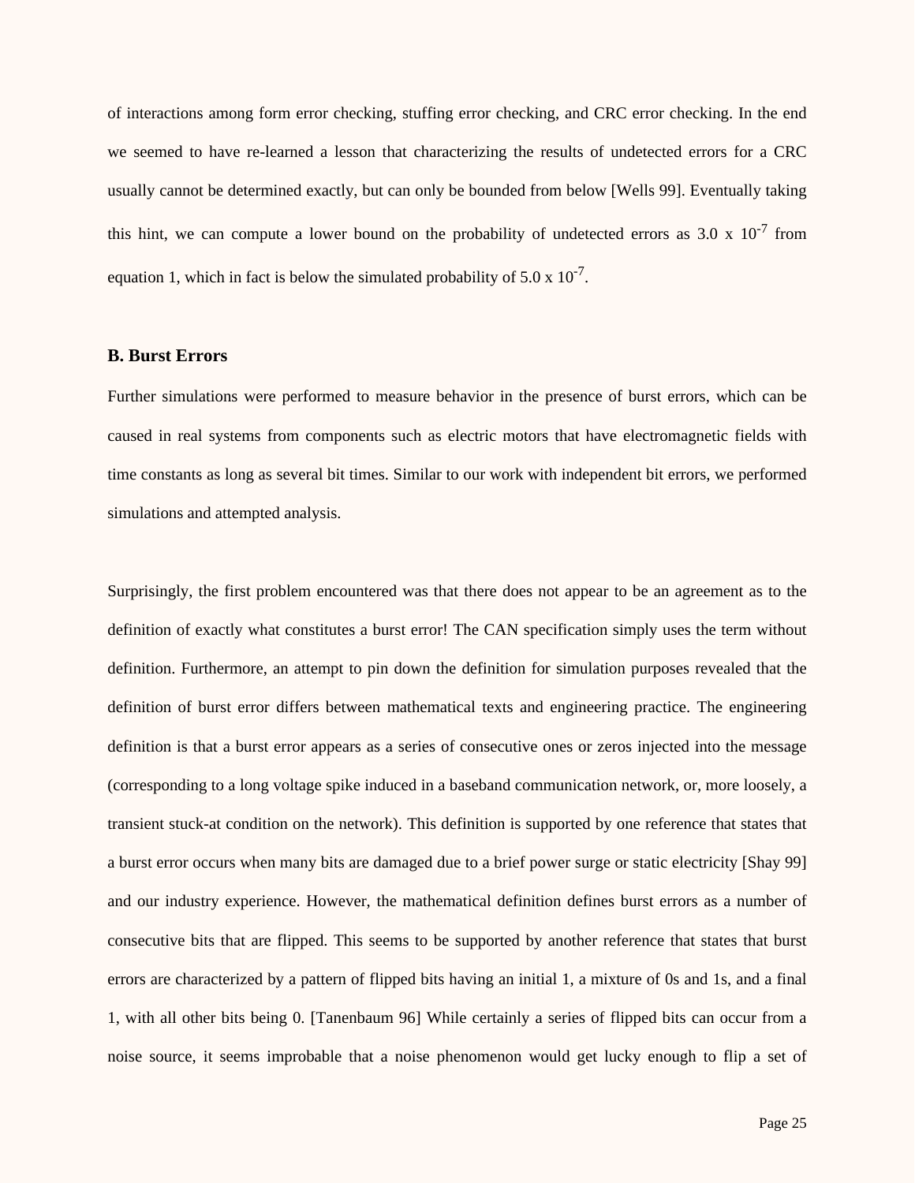of interactions among form error checking, stuffing error checking, and CRC error checking. In the end we seemed to have re-learned a lesson that characterizing the results of undetected errors for a CRC usually cannot be determined exactly, but can only be bounded from below [Wells 99]. Eventually taking this hint, we can compute a lower bound on the probability of undetected errors as $3.0 \times 10^{-7}$ from equation 1, which in fact is below the simulated probability of $5.0 \times 10^{-7}$.

### B. Burst Errors

Further simulations were performed to measure behavior in the presence of burst errors, which can be caused in real systems from components such as electric motors that have electromagnetic fields with time constants as long as several bit times. Similar to our work with independent bit errors, we performed simulations and attempted analysis.

Surprisingly, the first problem encountered was that there does not appear to be an agreement as to the definition of exactly what constitutes a burst error! The CAN specification simply uses the term without definition. Furthermore, an attempt to pin down the definition for simulation purposes revealed that the definition of burst error differs between mathematical texts and engineering practice. The engineering definition is that a burst error appears as a series of consecutive ones or zeros injected into the message (corresponding to a long voltage spike induced in a baseband communication network, or, more loosely, a transient stuck-at condition on the network). This definition is supported by one reference that states that a burst error occurs when many bits are damaged due to a brief power surge or static electricity [Shay 99] and our industry experience. However, the mathematical definition defines burst errors as a number of consecutive bits that are flipped. This seems to be supported by another reference that states that burst errors are characterized by a pattern of flipped bits having an initial 1, a mixture of 0s and 1s, and a final 1, with all other bits being 0. [Tanenbaum 96] While certainly a series of flipped bits can occur from a noise source, it seems improbable that a noise phenomenon would get lucky enough to flip a set of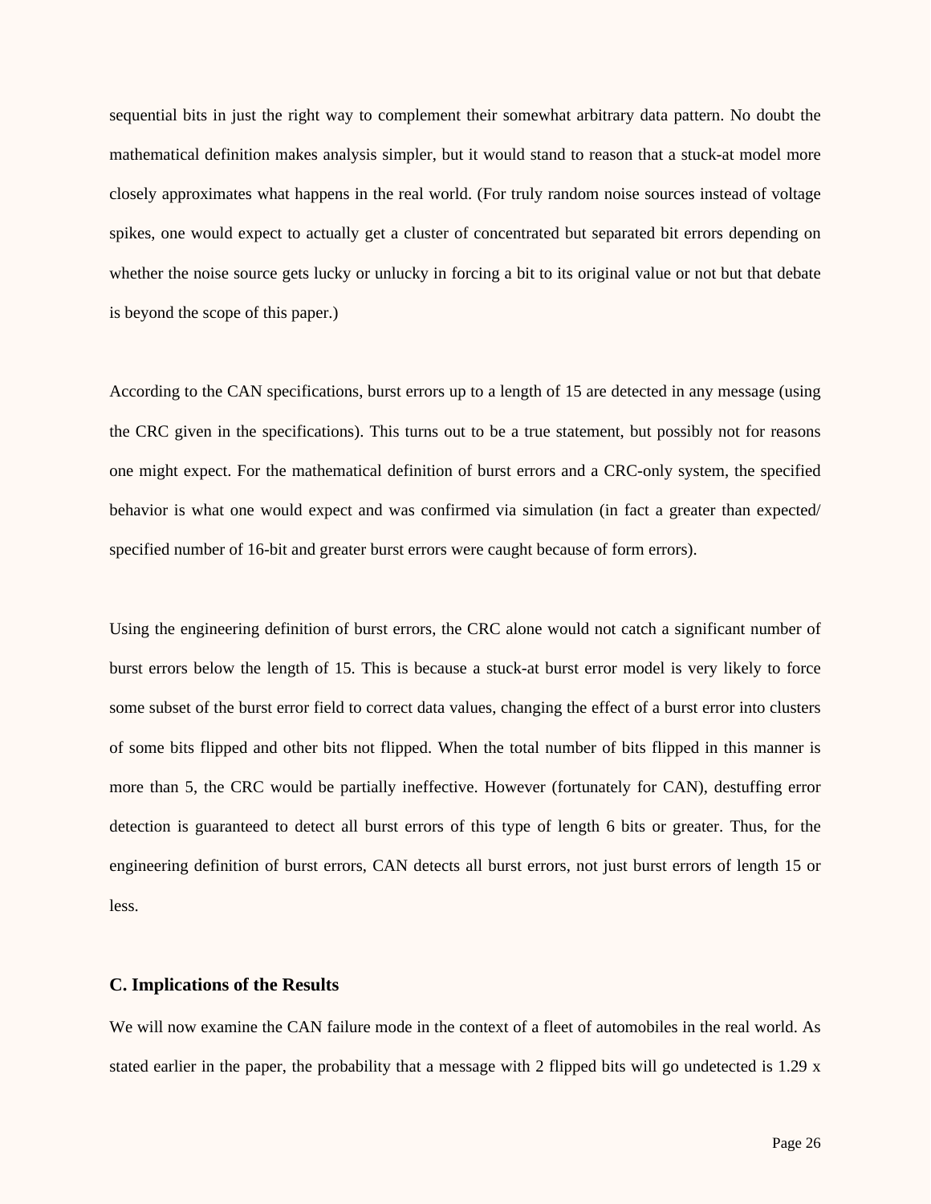sequential bits in just the right way to complement their somewhat arbitrary data pattern. No doubt the mathematical definition makes analysis simpler, but it would stand to reason that a stuck-at model more closely approximates what happens in the real world. (For truly random noise sources instead of voltage spikes, one would expect to actually get a cluster of concentrated but separated bit errors depending on whether the noise source gets lucky or unlucky in forcing a bit to its original value or not but that debate is beyond the scope of this paper.)

According to the CAN specifications, burst errors up to a length of 15 are detected in any message (using the CRC given in the specifications). This turns out to be a true statement, but possibly not for reasons one might expect. For the mathematical definition of burst errors and a CRC-only system, the specified behavior is what one would expect and was confirmed via simulation (in fact a greater than expected/specified number of 16-bit and greater burst errors were caught because of form errors).

Using the engineering definition of burst errors, the CRC alone would not catch a significant number of burst errors below the length of 15. This is because a stuck-at burst error model is very likely to force some subset of the burst error field to correct data values, changing the effect of a burst error into clusters of some bits flipped and other bits not flipped. When the total number of bits flipped in this manner is more than 5, the CRC would be partially ineffective. However (fortunately for CAN), destuffing error detection is guaranteed to detect all burst errors of this type of length 6 bits or greater. Thus, for the engineering definition of burst errors, CAN detects all burst errors, not just burst errors of length 15 or less.

### C. Implications of the Results

We will now examine the CAN failure mode in the context of a fleet of automobiles in the real world. As stated earlier in the paper, the probability that a message with 2 flipped bits will go undetected is 1.29 x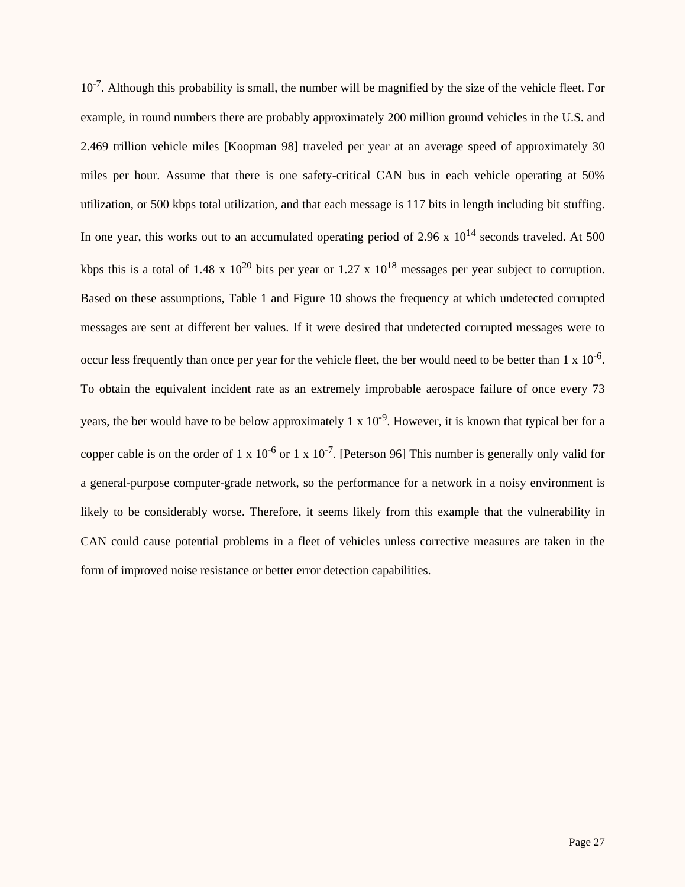$10^{-7}$. Although this probability is small, the number will be magnified by the size of the vehicle fleet. For example, in round numbers there are probably approximately 200 million ground vehicles in the U.S. and 2.469 trillion vehicle miles [Koopman 98] traveled per year at an average speed of approximately 30 miles per hour. Assume that there is one safety-critical CAN bus in each vehicle operating at 50% utilization, or 500 kbps total utilization, and that each message is 117 bits in length including bit stuffing. In one year, this works out to an accumulated operating period of $2.96 \times 10^{14}$ seconds traveled. At 500 kbps this is a total of $1.48 \times 10^{20}$ bits per year or $1.27 \times 10^{18}$ messages per year subject to corruption. Based on these assumptions, Table 1 and Figure 10 shows the frequency at which undetected corrupted messages are sent at different ber values. If it were desired that undetected corrupted messages were to occur less frequently than once per year for the vehicle fleet, the ber would need to be better than $1 \times 10^{-6}$. To obtain the equivalent incident rate as an extremely improbable aerospace failure of once every 73 years, the ber would have to be below approximately $1 \times 10^{-9}$. However, it is known that typical ber for a copper cable is on the order of $1 \times 10^{-6}$ or $1 \times 10^{-7}$. [Peterson 96] This number is generally only valid for a general-purpose computer-grade network, so the performance for a network in a noisy environment is likely to be considerably worse. Therefore, it seems likely from this example that the vulnerability in CAN could cause potential problems in a fleet of vehicles unless corrective measures are taken in the form of improved noise resistance or better error detection capabilities.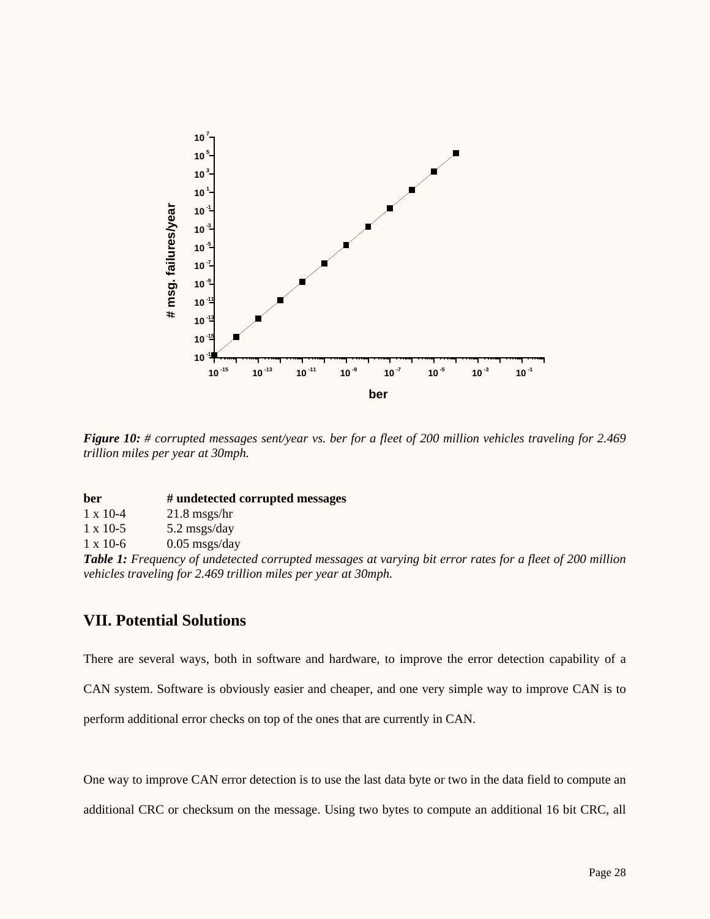*Figure 10: # corrupted messages sent/year vs. ber for a fleet of 200 million vehicles traveling for 2.469 trillion miles per year at 30mph.*

| ber | # undetected corrupted messages |
|---|---|
| 1 x 10-4 | 21.8 msgs/hr |
| 1 x 10-5 | 5.2 msgs/day |
| 1 x 10-6 | 0.05 msgs/day |

***Table 1:*** *Frequency of undetected corrupted messages at varying bit error rates for a fleet of 200 million vehicles traveling for 2.469 trillion miles per year at 30mph.*

## VII. Potential Solutions

There are several ways, both in software and hardware, to improve the error detection capability of a CAN system. Software is obviously easier and cheaper, and one very simple way to improve CAN is to perform additional error checks on top of the ones that are currently in CAN.

One way to improve CAN error detection is to use the last data byte or two in the data field to compute an additional CRC or checksum on the message. Using two bytes to compute an additional 16 bit CRC, all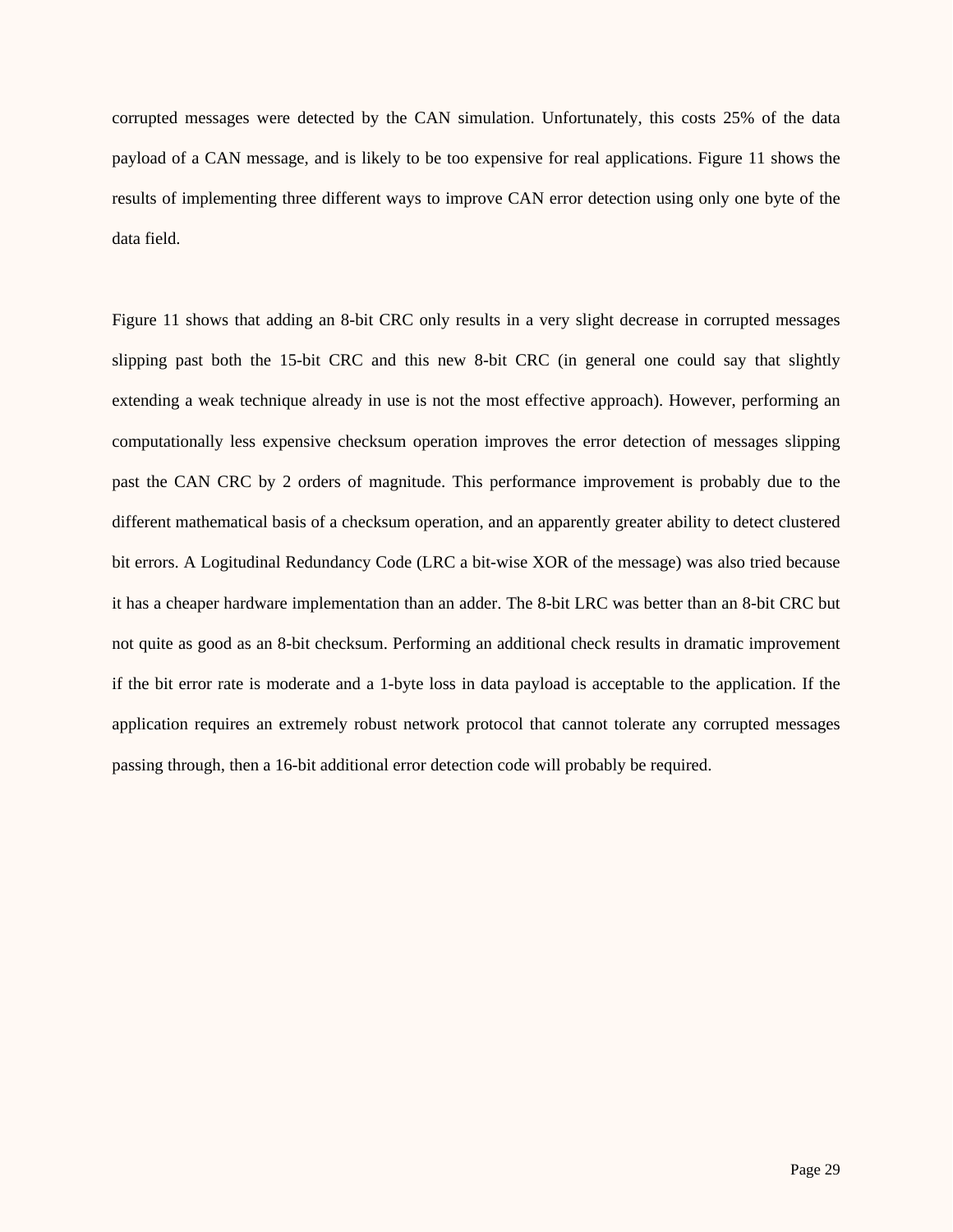corrupted messages were detected by the CAN simulation. Unfortunately, this costs 25% of the data payload of a CAN message, and is likely to be too expensive for real applications. Figure 11 shows the results of implementing three different ways to improve CAN error detection using only one byte of the data field.

Figure 11 shows that adding an 8-bit CRC only results in a very slight decrease in corrupted messages slipping past both the 15-bit CRC and this new 8-bit CRC (in general one could say that slightly extending a weak technique already in use is not the most effective approach). However, performing an computationally less expensive checksum operation improves the error detection of messages slipping past the CAN CRC by 2 orders of magnitude. This performance improvement is probably due to the different mathematical basis of a checksum operation, and an apparently greater ability to detect clustered bit errors. A Logitudinal Redundancy Code (LRC a bit-wise XOR of the message) was also tried because it has a cheaper hardware implementation than an adder. The 8-bit LRC was better than an 8-bit CRC but not quite as good as an 8-bit checksum. Performing an additional check results in dramatic improvement if the bit error rate is moderate and a 1-byte loss in data payload is acceptable to the application. If the application requires an extremely robust network protocol that cannot tolerate any corrupted messages passing through, then a 16-bit additional error detection code will probably be required.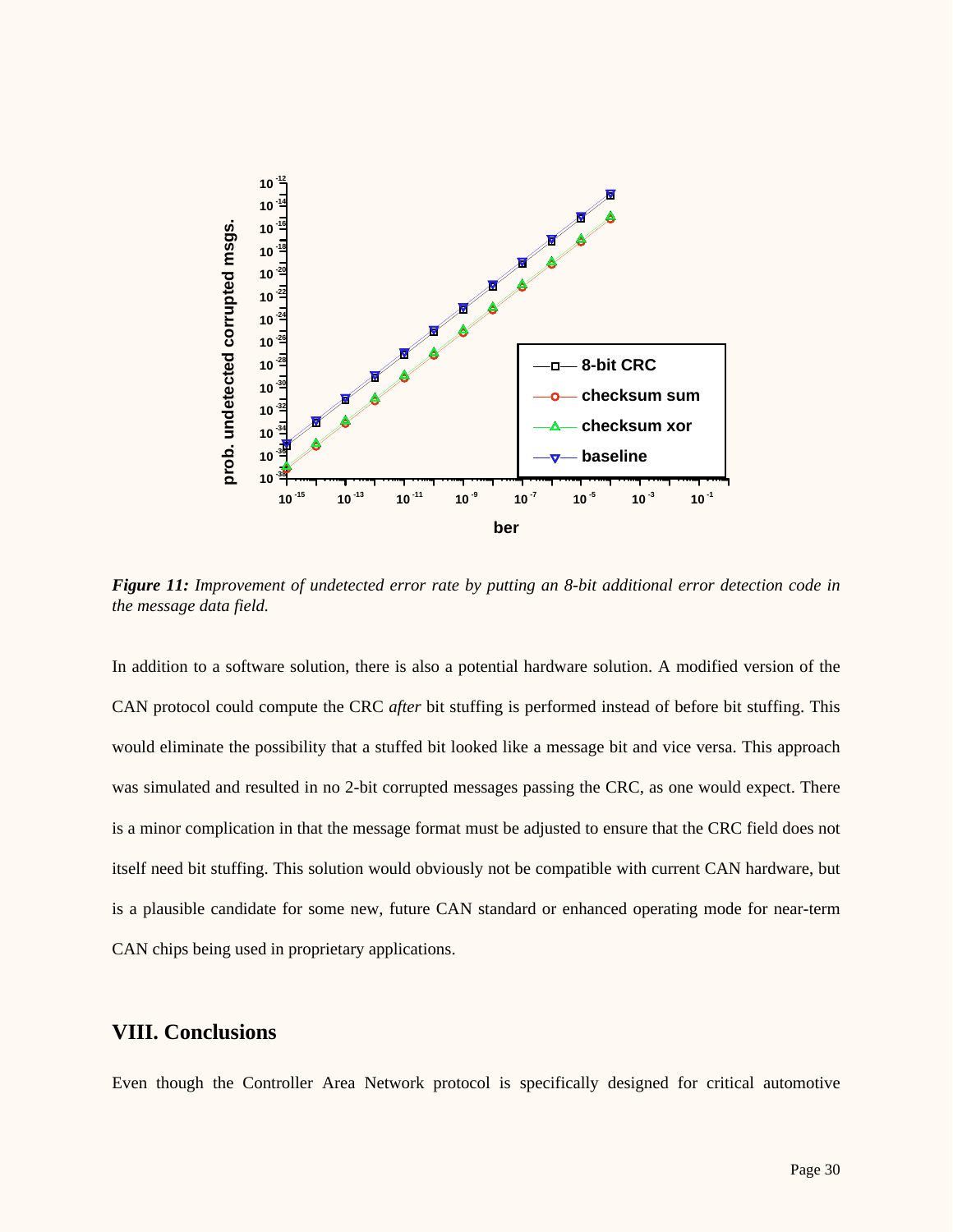*Figure 11: Improvement of undetected error rate by putting an 8-bit additional error detection code in the message data field.*

In addition to a software solution, there is also a potential hardware solution. A modified version of the CAN protocol could compute the CRC *after* bit stuffing is performed instead of before bit stuffing. This would eliminate the possibility that a stuffed bit looked like a message bit and vice versa. This approach was simulated and resulted in no 2-bit corrupted messages passing the CRC, as one would expect. There is a minor complication in that the message format must be adjusted to ensure that the CRC field does not itself need bit stuffing. This solution would obviously not be compatible with current CAN hardware, but is a plausible candidate for some new, future CAN standard or enhanced operating mode for near-term CAN chips being used in proprietary applications.

## VIII. Conclusions

Even though the Controller Area Network protocol is specifically designed for critical automotive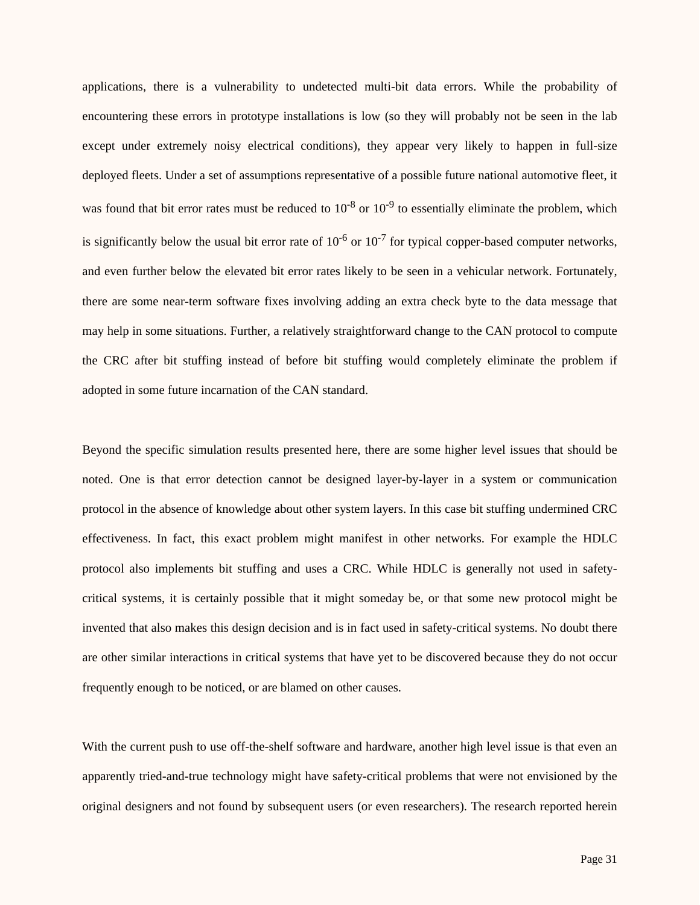applications, there is a vulnerability to undetected multi-bit data errors. While the probability of encountering these errors in prototype installations is low (so they will probably not be seen in the lab except under extremely noisy electrical conditions), they appear very likely to happen in full-size deployed fleets. Under a set of assumptions representative of a possible future national automotive fleet, it was found that bit error rates must be reduced to $10^{-8}$ or $10^{-9}$ to essentially eliminate the problem, which is significantly below the usual bit error rate of $10^{-6}$ or $10^{-7}$ for typical copper-based computer networks, and even further below the elevated bit error rates likely to be seen in a vehicular network. Fortunately, there are some near-term software fixes involving adding an extra check byte to the data message that may help in some situations. Further, a relatively straightforward change to the CAN protocol to compute the CRC after bit stuffing instead of before bit stuffing would completely eliminate the problem if adopted in some future incarnation of the CAN standard.

Beyond the specific simulation results presented here, there are some higher level issues that should be noted. One is that error detection cannot be designed layer-by-layer in a system or communication protocol in the absence of knowledge about other system layers. In this case bit stuffing undermined CRC effectiveness. In fact, this exact problem might manifest in other networks. For example the HDLC protocol also implements bit stuffing and uses a CRC. While HDLC is generally not used in safety-critical systems, it is certainly possible that it might someday be, or that some new protocol might be invented that also makes this design decision and is in fact used in safety-critical systems. No doubt there are other similar interactions in critical systems that have yet to be discovered because they do not occur frequently enough to be noticed, or are blamed on other causes.

With the current push to use off-the-shelf software and hardware, another high level issue is that even an apparently tried-and-true technology might have safety-critical problems that were not envisioned by the original designers and not found by subsequent users (or even researchers). The research reported herein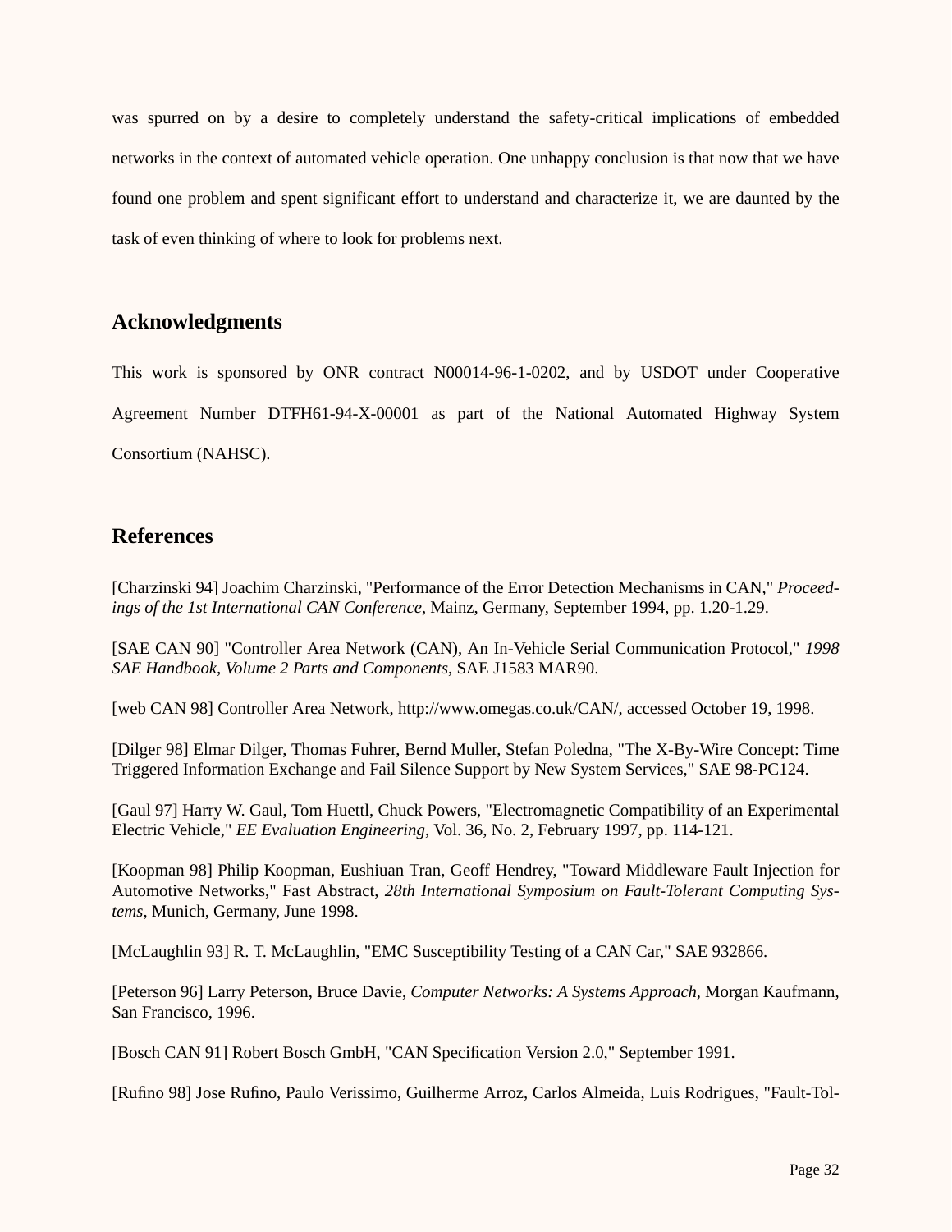was spurred on by a desire to completely understand the safety-critical implications of embedded networks in the context of automated vehicle operation. One unhappy conclusion is that now that we have found one problem and spent significant effort to understand and characterize it, we are daunted by the task of even thinking of where to look for problems next.

## Acknowledgments

This work is sponsored by ONR contract N00014-96-1-0202, and by USDOT under Cooperative Agreement Number DTFH61-94-X-00001 as part of the National Automated Highway System Consortium (NAHSC).

## References

[Charzinski 94] Joachim Charzinski, "Performance of the Error Detection Mechanisms in CAN," *Proceedings of the 1st International CAN Conference*, Mainz, Germany, September 1994, pp. 1.20-1.29.

[SAE CAN 90] "Controller Area Network (CAN), An In-Vehicle Serial Communication Protocol," *1998 SAE Handbook, Volume 2 Parts and Components*, SAE J1583 MAR90.

[web CAN 98] Controller Area Network, http://www.omegas.co.uk/CAN/, accessed October 19, 1998.

[Dilger 98] Elmar Dilger, Thomas Fuhrer, Bernd Muller, Stefan Poledna, "The X-By-Wire Concept: Time Triggered Information Exchange and Fail Silence Support by New System Services," SAE 98-PC124.

[Gaul 97] Harry W. Gaul, Tom Huettl, Chuck Powers, "Electromagnetic Compatibility of an Experimental Electric Vehicle," *EE Evaluation Engineering*, Vol. 36, No. 2, February 1997, pp. 114-121.

[Koopman 98] Philip Koopman, Eushiuan Tran, Geoff Hendrey, "Toward Middleware Fault Injection for Automotive Networks," Fast Abstract, *28th International Symposium on Fault-Tolerant Computing Systems*, Munich, Germany, June 1998.

[McLaughlin 93] R. T. McLaughlin, "EMC Susceptibility Testing of a CAN Car," SAE 932866.

[Peterson 96] Larry Peterson, Bruce Davie, *Computer Networks: A Systems Approach*, Morgan Kaufmann, San Francisco, 1996.

[Bosch CAN 91] Robert Bosch GmbH, "CAN Specification Version 2.0," September 1991.

[Rufino 98] Jose Rufino, Paulo Verissimo, Guilherme Arroz, Carlos Almeida, Luis Rodrigues, "Fault-Tol-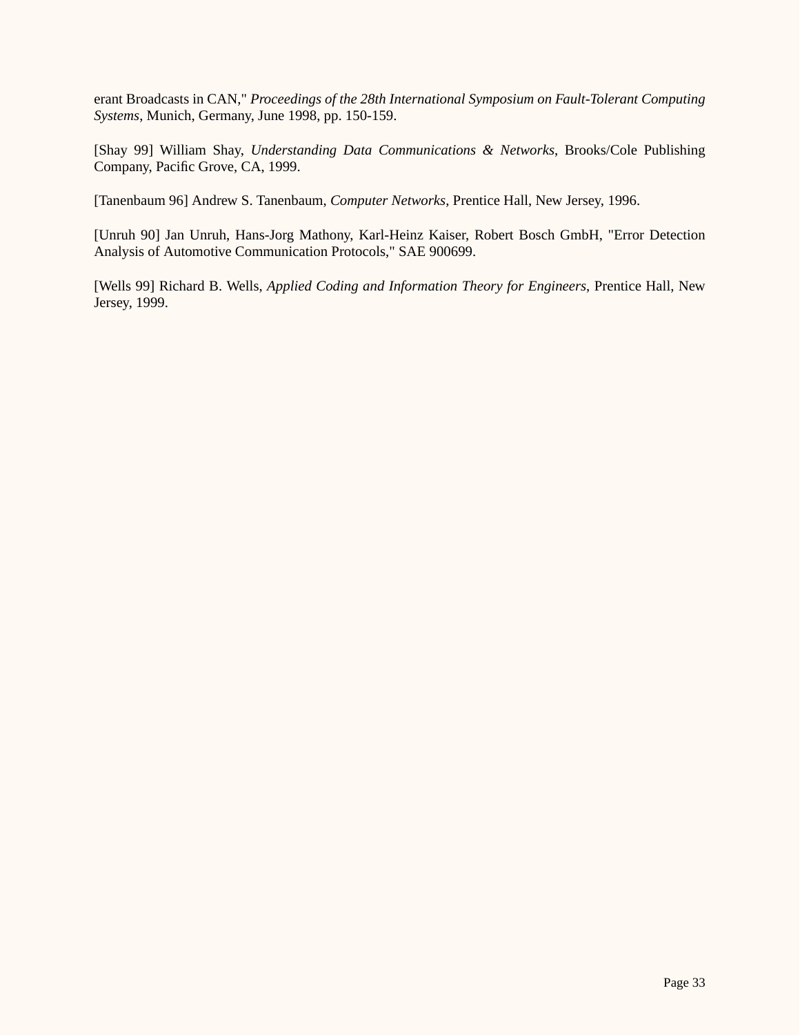erant Broadcasts in CAN," *Proceedings of the 28th International Symposium on Fault-Tolerant Computing Systems*, Munich, Germany, June 1998, pp. 150-159.

[Shay 99] William Shay, *Understanding Data Communications & Networks*, Brooks/Cole Publishing Company, Pacific Grove, CA, 1999.

[Tanenbaum 96] Andrew S. Tanenbaum, *Computer Networks*, Prentice Hall, New Jersey, 1996.

[Unruh 90] Jan Unruh, Hans-Jorg Mathony, Karl-Heinz Kaiser, Robert Bosch GmbH, "Error Detection Analysis of Automotive Communication Protocols," SAE 900699.

[Wells 99] Richard B. Wells, *Applied Coding and Information Theory for Engineers*, Prentice Hall, New Jersey, 1999.